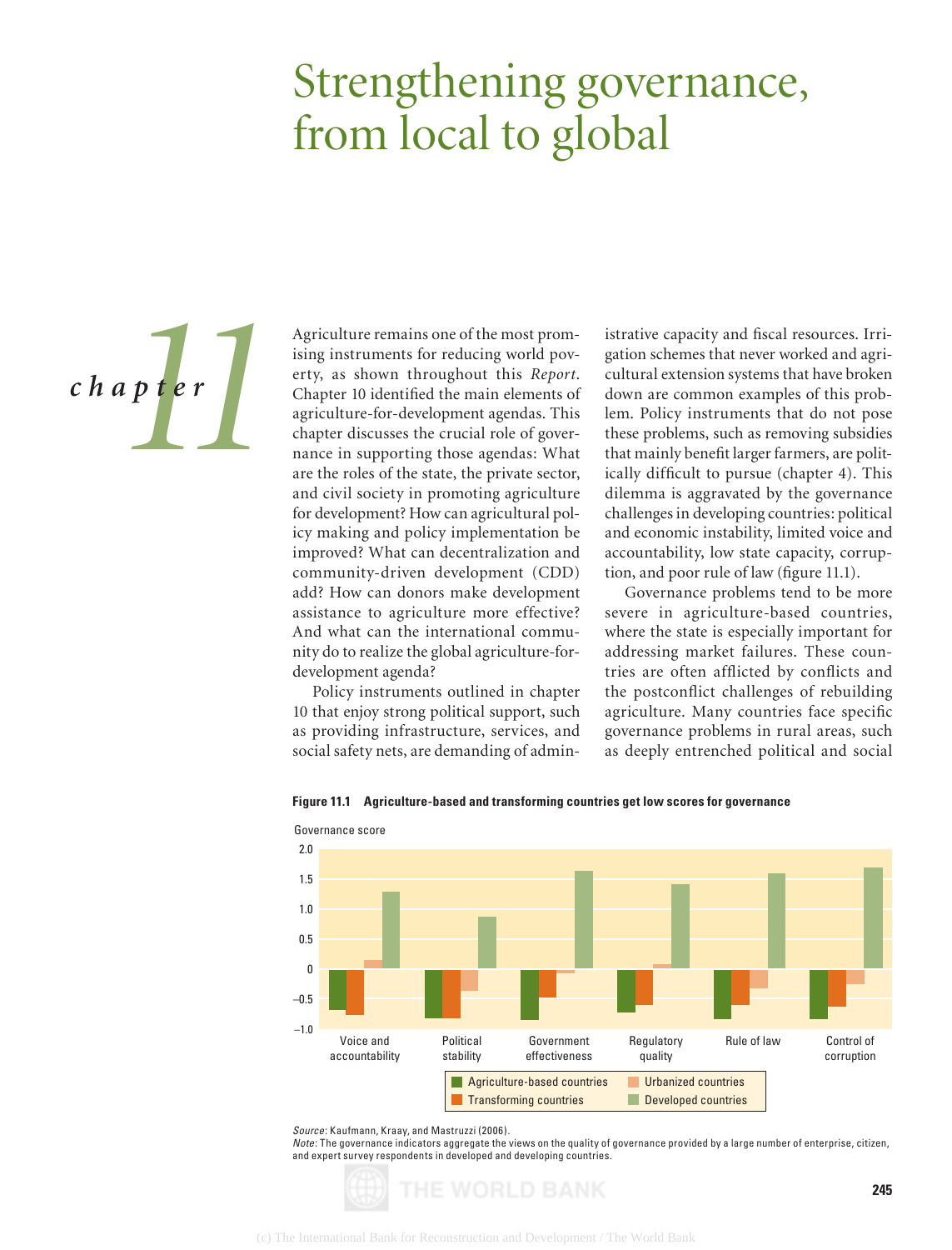# Strengthening governance, from local to global

*chapter* 11

Agriculture remains one of the most promising instruments for reducing world poverty, as shown throughout this *Report*. Chapter 10 identified the main elements of agriculture-for-development agendas. This chapter discusses the crucial role of governance in supporting those agendas: What are the roles of the state, the private sector, and civil society in promoting agriculture for development? How can agricultural policy making and policy implementation be improved? What can decentralization and community-driven development (CDD) add? How can donors make development assistance to agriculture more effective? And what can the international community do to realize the global agriculture-for-development agenda?

Policy instruments outlined in chapter 10 that enjoy strong political support, such as providing infrastructure, services, and social safety nets, are demanding of administrative capacity and fiscal resources. Irrigation schemes that never worked and agricultural extension systems that have broken down are common examples of this problem. Policy instruments that do not pose these problems, such as removing subsidies that mainly benefit larger farmers, are politically difficult to pursue (chapter 4). This dilemma is aggravated by the governance challenges in developing countries: political and economic instability, limited voice and accountability, low state capacity, corruption, and poor rule of law (figure 11.1).

Governance problems tend to be more severe in agriculture-based countries, where the state is especially important for addressing market failures. These countries are often afflicted by conflicts and the postconflict challenges of rebuilding agriculture. Many countries face specific governance problems in rural areas, such as deeply entrenched political and social

**Figure 11.1 Agriculture-based and transforming countries get low scores for governance**

Governance score

| | Agriculture-based countries | Transforming countries | Urbanized countries | Developed countries |
|---|---|---|---|---|
| Voice and accountability | −0.68 | −0.77 | 0.14 | 1.28 |
| Political stability | −0.82 | −0.82 | −0.36 | 0.87 |
| Government effectiveness | −0.85 | −0.47 | −0.06 | 1.63 |
| Regulatory quality | −0.73 | −0.60 | 0.07 | 1.42 |
| Rule of law | −0.84 | −0.60 | −0.32 | 1.60 |
| Control of corruption | −0.84 | −0.62 | −0.25 | 1.68 |

*Source*: Kaufmann, Kraay, and Mastruzzi (2006).
*Note*: The governance indicators aggregate the views on the quality of governance provided by a large number of enterprise, citizen, and expert survey respondents in developed and developing countries.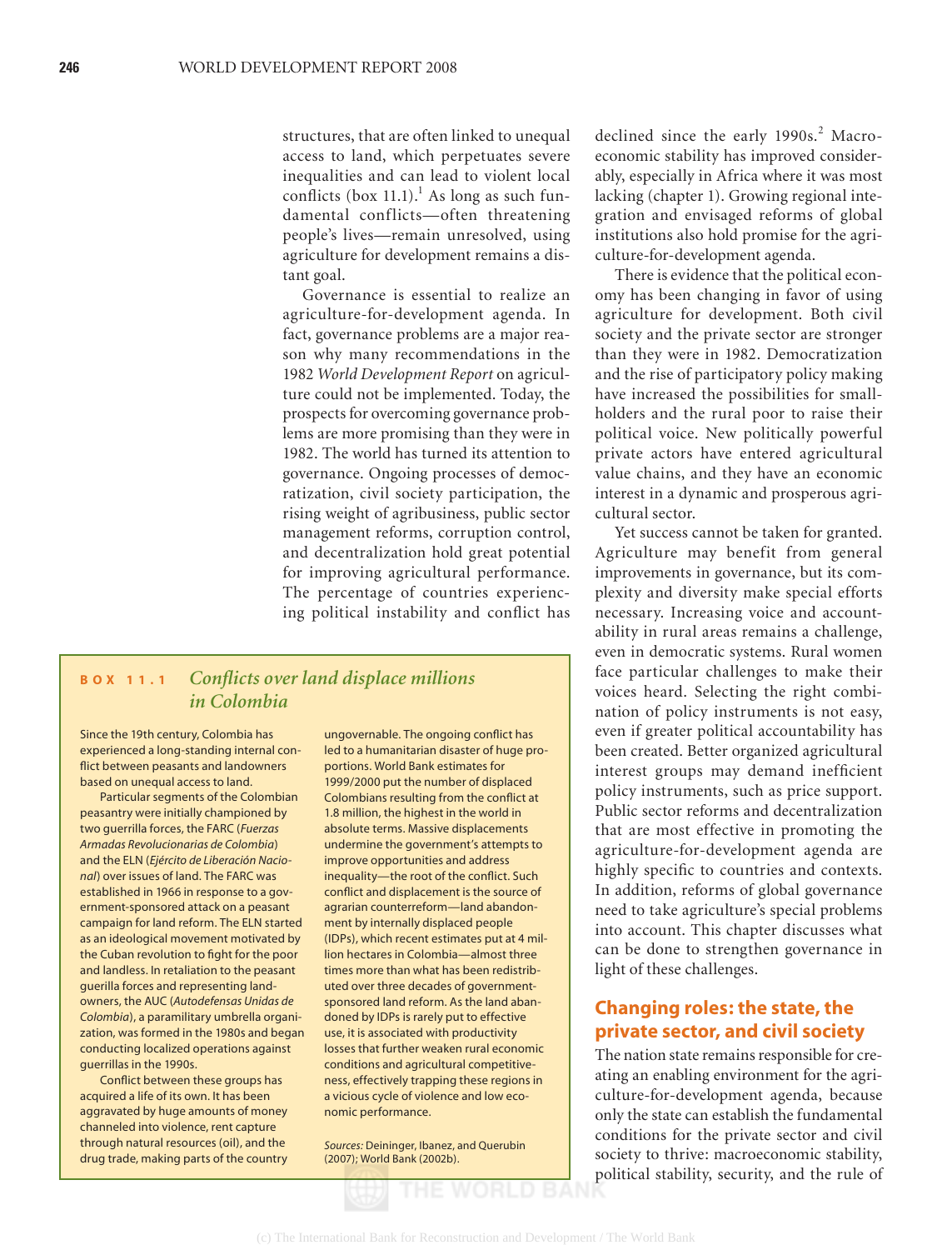structures, that are often linked to unequal access to land, which perpetuates severe inequalities and can lead to violent local conflicts (box 11.1).[1] As long as such fundamental conflicts—often threatening people's lives—remain unresolved, using agriculture for development remains a distant goal.

Governance is essential to realize an agriculture-for-development agenda. In fact, governance problems are a major reason why many recommendations in the 1982 *World Development Report* on agriculture could not be implemented. Today, the prospects for overcoming governance problems are more promising than they were in 1982. The world has turned its attention to governance. Ongoing processes of democratization, civil society participation, the rising weight of agribusiness, public sector management reforms, corruption control, and decentralization hold great potential for improving agricultural performance. The percentage of countries experiencing political instability and conflict has declined since the early 1990s.[2] Macroeconomic stability has improved considerably, especially in Africa where it was most lacking (chapter 1). Growing regional integration and envisaged reforms of global institutions also hold promise for the agriculture-for-development agenda.

There is evidence that the political economy has been changing in favor of using agriculture for development. Both civil society and the private sector are stronger than they were in 1982. Democratization and the rise of participatory policy making have increased the possibilities for smallholders and the rural poor to raise their political voice. New politically powerful private actors have entered agricultural value chains, and they have an economic interest in a dynamic and prosperous agricultural sector.

Yet success cannot be taken for granted. Agriculture may benefit from general improvements in governance, but its complexity and diversity make special efforts necessary. Increasing voice and accountability in rural areas remains a challenge, even in democratic systems. Rural women face particular challenges to make their voices heard. Selecting the right combination of policy instruments is not easy, even if greater political accountability has been created. Better organized agricultural interest groups may demand inefficient policy instruments, such as price support. Public sector reforms and decentralization that are most effective in promoting the agriculture-for-development agenda are highly specific to countries and contexts. In addition, reforms of global governance need to take agriculture's special problems into account. This chapter discusses what can be done to strengthen governance in light of these challenges.

### BOX 11.1 *Conflicts over land displace millions in Colombia*

Since the 19th century, Colombia has experienced a long-standing internal conflict between peasants and landowners based on unequal access to land.

Particular segments of the Colombian peasantry were initially championed by two guerrilla forces, the FARC (*Fuerzas Armadas Revolucionarias de Colombia*) and the ELN (*Ejército de Liberación Nacional*) over issues of land. The FARC was established in 1966 in response to a government-sponsored attack on a peasant campaign for land reform. The ELN started as an ideological movement motivated by the Cuban revolution to fight for the poor and landless. In retaliation to the peasant guerilla forces and representing landowners, the AUC (*Autodefensas Unidas de Colombia*), a paramilitary umbrella organization, was formed in the 1980s and began conducting localized operations against guerrillas in the 1990s.

Conflict between these groups has acquired a life of its own. It has been aggravated by huge amounts of money channeled into violence, rent capture through natural resources (oil), and the drug trade, making parts of the country ungovernable. The ongoing conflict has led to a humanitarian disaster of huge proportions. World Bank estimates for 1999/2000 put the number of displaced Colombians resulting from the conflict at 1.8 million, the highest in the world in absolute terms. Massive displacements undermine the government's attempts to improve opportunities and address inequality—the root of the conflict. Such conflict and displacement is the source of agrarian counterreform—land abandonment by internally displaced people (IDPs), which recent estimates put at 4 million hectares in Colombia—almost three times more than what has been redistributed over three decades of government-sponsored land reform. As the land abandoned by IDPs is rarely put to effective use, it is associated with productivity losses that further weaken rural economic conditions and agricultural competitiveness, effectively trapping these regions in a vicious cycle of violence and low economic performance.

*Sources:* Deininger, Ibanez, and Querubin (2007); World Bank (2002b).

## Changing roles: the state, the private sector, and civil society

The nation state remains responsible for creating an enabling environment for the agriculture-for-development agenda, because only the state can establish the fundamental conditions for the private sector and civil society to thrive: macroeconomic stability, political stability, security, and the rule of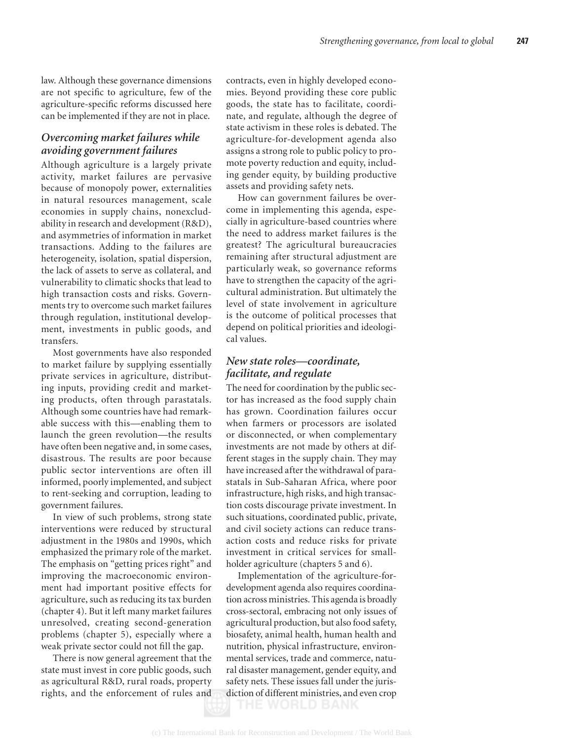law. Although these governance dimensions are not specific to agriculture, few of the agriculture-specific reforms discussed here can be implemented if they are not in place.

### *Overcoming market failures while avoiding government failures*

Although agriculture is a largely private activity, market failures are pervasive because of monopoly power, externalities in natural resources management, scale economies in supply chains, nonexcludability in research and development (R&D), and asymmetries of information in market transactions. Adding to the failures are heterogeneity, isolation, spatial dispersion, the lack of assets to serve as collateral, and vulnerability to climatic shocks that lead to high transaction costs and risks. Governments try to overcome such market failures through regulation, institutional development, investments in public goods, and transfers.

Most governments have also responded to market failure by supplying essentially private services in agriculture, distributing inputs, providing credit and marketing products, often through parastatals. Although some countries have had remarkable success with this—enabling them to launch the green revolution—the results have often been negative and, in some cases, disastrous. The results are poor because public sector interventions are often ill informed, poorly implemented, and subject to rent-seeking and corruption, leading to government failures.

In view of such problems, strong state interventions were reduced by structural adjustment in the 1980s and 1990s, which emphasized the primary role of the market. The emphasis on "getting prices right" and improving the macroeconomic environment had important positive effects for agriculture, such as reducing its tax burden (chapter 4). But it left many market failures unresolved, creating second-generation problems (chapter 5), especially where a weak private sector could not fill the gap.

There is now general agreement that the state must invest in core public goods, such as agricultural R&D, rural roads, property rights, and the enforcement of rules and contracts, even in highly developed economies. Beyond providing these core public goods, the state has to facilitate, coordinate, and regulate, although the degree of state activism in these roles is debated. The agriculture-for-development agenda also assigns a strong role to public policy to promote poverty reduction and equity, including gender equity, by building productive assets and providing safety nets.

How can government failures be overcome in implementing this agenda, especially in agriculture-based countries where the need to address market failures is the greatest? The agricultural bureaucracies remaining after structural adjustment are particularly weak, so governance reforms have to strengthen the capacity of the agricultural administration. But ultimately the level of state involvement in agriculture is the outcome of political processes that depend on political priorities and ideological values.

### *New state roles—coordinate, facilitate, and regulate*

The need for coordination by the public sector has increased as the food supply chain has grown. Coordination failures occur when farmers or processors are isolated or disconnected, or when complementary investments are not made by others at different stages in the supply chain. They may have increased after the withdrawal of parastatals in Sub-Saharan Africa, where poor infrastructure, high risks, and high transaction costs discourage private investment. In such situations, coordinated public, private, and civil society actions can reduce transaction costs and reduce risks for private investment in critical services for smallholder agriculture (chapters 5 and 6).

Implementation of the agriculture-for-development agenda also requires coordination across ministries. This agenda is broadly cross-sectoral, embracing not only issues of agricultural production, but also food safety, biosafety, animal health, human health and nutrition, physical infrastructure, environmental services, trade and commerce, natural disaster management, gender equity, and safety nets. These issues fall under the jurisdiction of different ministries, and even crop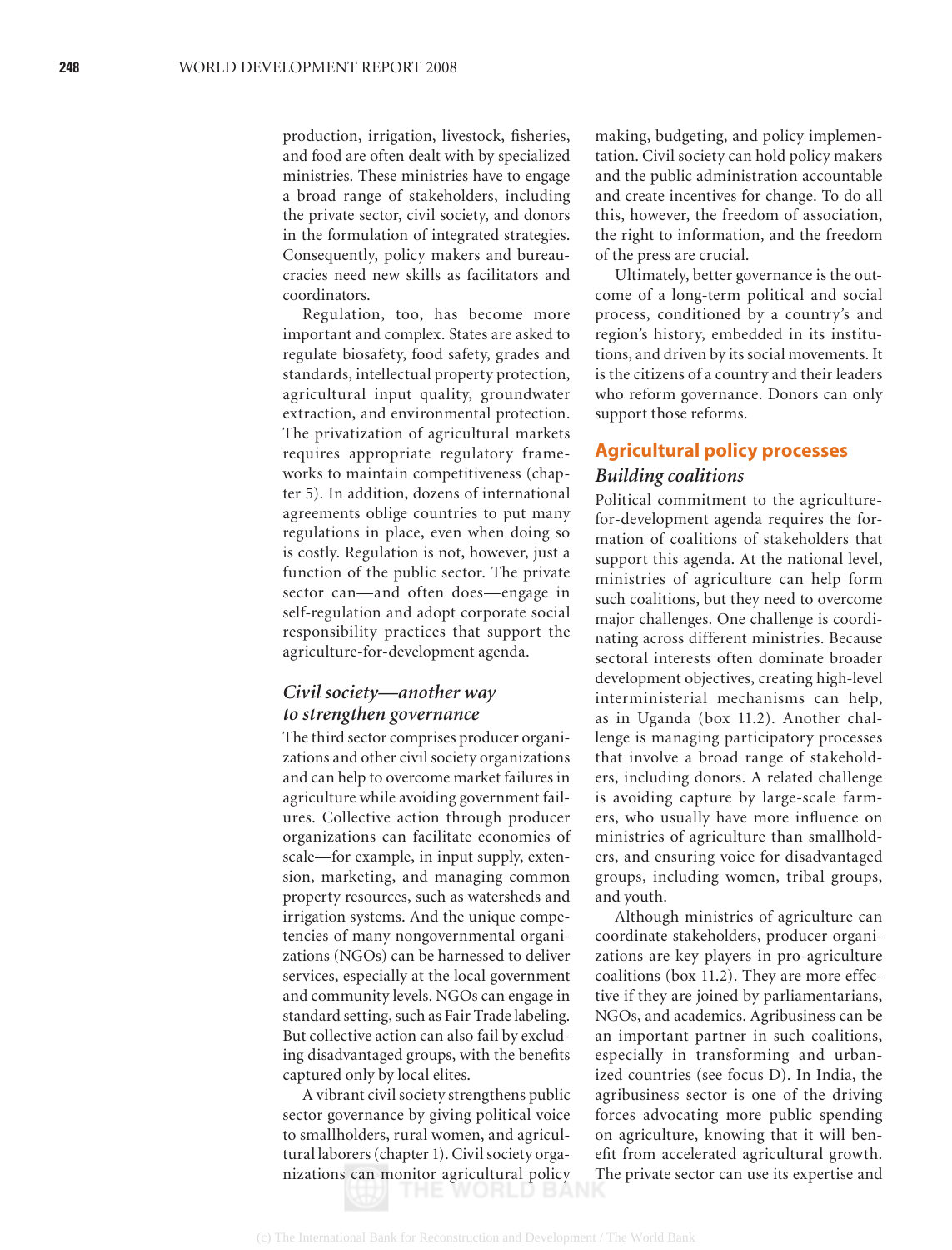production, irrigation, livestock, fisheries, and food are often dealt with by specialized ministries. These ministries have to engage a broad range of stakeholders, including the private sector, civil society, and donors in the formulation of integrated strategies. Consequently, policy makers and bureaucracies need new skills as facilitators and coordinators.

Regulation, too, has become more important and complex. States are asked to regulate biosafety, food safety, grades and standards, intellectual property protection, agricultural input quality, groundwater extraction, and environmental protection. The privatization of agricultural markets requires appropriate regulatory frameworks to maintain competitiveness (chapter 5). In addition, dozens of international agreements oblige countries to put many regulations in place, even when doing so is costly. Regulation is not, however, just a function of the public sector. The private sector can—and often does—engage in self-regulation and adopt corporate social responsibility practices that support the agriculture-for-development agenda.

### *Civil society—another way to strengthen governance*

The third sector comprises producer organizations and other civil society organizations and can help to overcome market failures in agriculture while avoiding government failures. Collective action through producer organizations can facilitate economies of scale—for example, in input supply, extension, marketing, and managing common property resources, such as watersheds and irrigation systems. And the unique competencies of many nongovernmental organizations (NGOs) can be harnessed to deliver services, especially at the local government and community levels. NGOs can engage in standard setting, such as Fair Trade labeling. But collective action can also fail by excluding disadvantaged groups, with the benefits captured only by local elites.

A vibrant civil society strengthens public sector governance by giving political voice to smallholders, rural women, and agricultural laborers (chapter 1). Civil society organizations can monitor agricultural policy making, budgeting, and policy implementation. Civil society can hold policy makers and the public administration accountable and create incentives for change. To do all this, however, the freedom of association, the right to information, and the freedom of the press are crucial.

Ultimately, better governance is the outcome of a long-term political and social process, conditioned by a country's and region's history, embedded in its institutions, and driven by its social movements. It is the citizens of a country and their leaders who reform governance. Donors can only support those reforms.

## Agricultural policy processes

### *Building coalitions*

Political commitment to the agriculture-for-development agenda requires the formation of coalitions of stakeholders that support this agenda. At the national level, ministries of agriculture can help form such coalitions, but they need to overcome major challenges. One challenge is coordinating across different ministries. Because sectoral interests often dominate broader development objectives, creating high-level interministerial mechanisms can help, as in Uganda (box 11.2). Another challenge is managing participatory processes that involve a broad range of stakeholders, including donors. A related challenge is avoiding capture by large-scale farmers, who usually have more influence on ministries of agriculture than smallholders, and ensuring voice for disadvantaged groups, including women, tribal groups, and youth.

Although ministries of agriculture can coordinate stakeholders, producer organizations are key players in pro-agriculture coalitions (box 11.2). They are more effective if they are joined by parliamentarians, NGOs, and academics. Agribusiness can be an important partner in such coalitions, especially in transforming and urbanized countries (see focus D). In India, the agribusiness sector is one of the driving forces advocating more public spending on agriculture, knowing that it will benefit from accelerated agricultural growth. The private sector can use its expertise and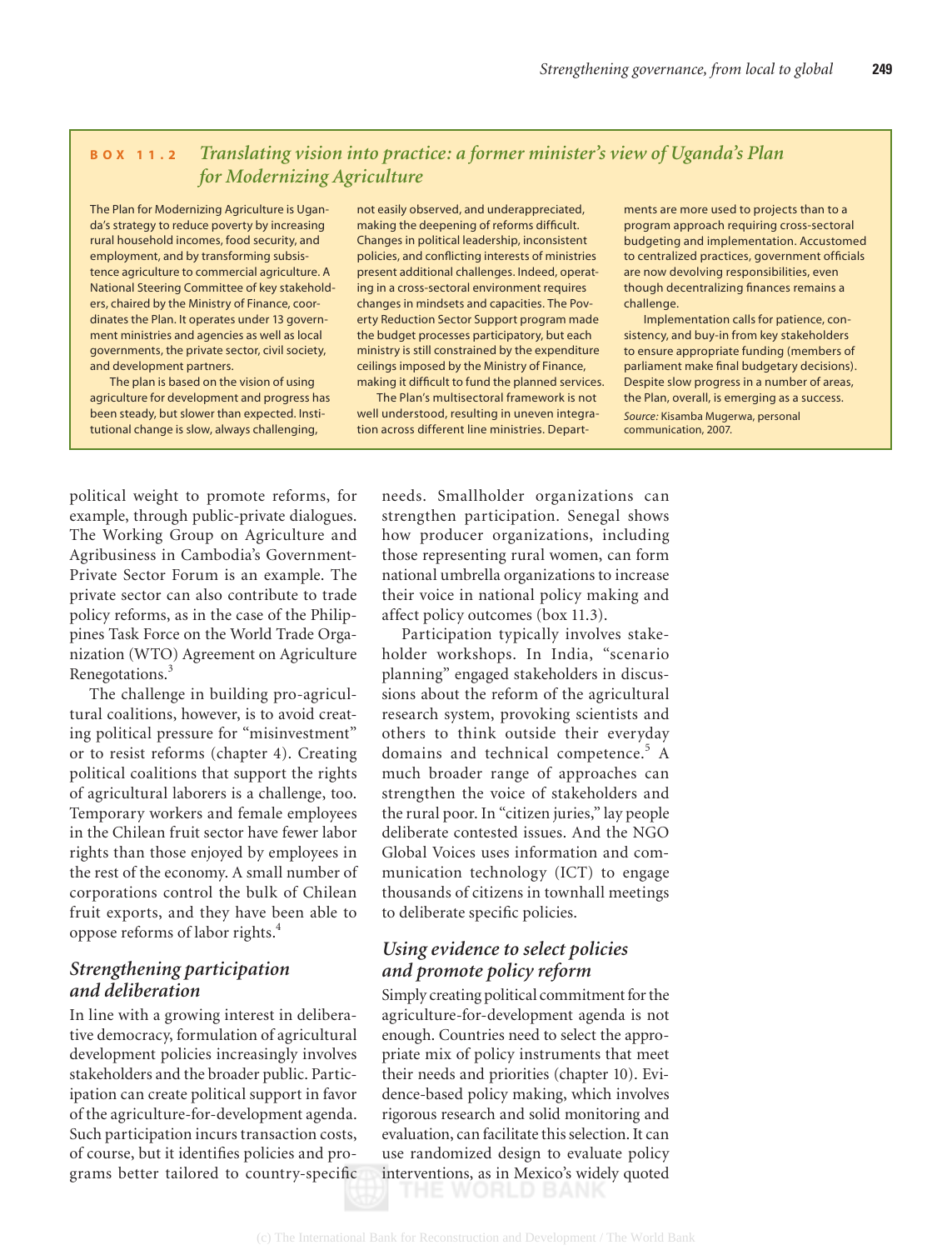## BOX 11.2 *Translating vision into practice: a former minister's view of Uganda's Plan for Modernizing Agriculture*

The Plan for Modernizing Agriculture is Uganda's strategy to reduce poverty by increasing rural household incomes, food security, and employment, and by transforming subsistence agriculture to commercial agriculture. A National Steering Committee of key stakeholders, chaired by the Ministry of Finance, coordinates the Plan. It operates under 13 government ministries and agencies as well as local governments, the private sector, civil society, and development partners.

The plan is based on the vision of using agriculture for development and progress has been steady, but slower than expected. Institutional change is slow, always challenging, not easily observed, and underappreciated, making the deepening of reforms difficult. Changes in political leadership, inconsistent policies, and conflicting interests of ministries present additional challenges. Indeed, operating in a cross-sectoral environment requires changes in mindsets and capacities. The Poverty Reduction Sector Support program made the budget processes participatory, but each ministry is still constrained by the expenditure ceilings imposed by the Ministry of Finance, making it difficult to fund the planned services.

The Plan's multisectoral framework is not well understood, resulting in uneven integration across different line ministries. Departments are more used to projects than to a program approach requiring cross-sectoral budgeting and implementation. Accustomed to centralized practices, government officials are now devolving responsibilities, even though decentralizing finances remains a challenge.

Implementation calls for patience, consistency, and buy-in from key stakeholders to ensure appropriate funding (members of parliament make final budgetary decisions). Despite slow progress in a number of areas, the Plan, overall, is emerging as a success.

*Source:* Kisamba Mugerwa, personal communication, 2007.

political weight to promote reforms, for example, through public-private dialogues. The Working Group on Agriculture and Agribusiness in Cambodia's Government-Private Sector Forum is an example. The private sector can also contribute to trade policy reforms, as in the case of the Philippines Task Force on the World Trade Organization (WTO) Agreement on Agriculture Renegotations.[3]

The challenge in building pro-agricultural coalitions, however, is to avoid creating political pressure for "misinvestment" or to resist reforms (chapter 4). Creating political coalitions that support the rights of agricultural laborers is a challenge, too. Temporary workers and female employees in the Chilean fruit sector have fewer labor rights than those enjoyed by employees in the rest of the economy. A small number of corporations control the bulk of Chilean fruit exports, and they have been able to oppose reforms of labor rights.[4]

### *Strengthening participation and deliberation*

In line with a growing interest in deliberative democracy, formulation of agricultural development policies increasingly involves stakeholders and the broader public. Participation can create political support in favor of the agriculture-for-development agenda. Such participation incurs transaction costs, of course, but it identifies policies and programs better tailored to country-specific needs. Smallholder organizations can strengthen participation. Senegal shows how producer organizations, including those representing rural women, can form national umbrella organizations to increase their voice in national policy making and affect policy outcomes (box 11.3).

Participation typically involves stakeholder workshops. In India, "scenario planning" engaged stakeholders in discussions about the reform of the agricultural research system, provoking scientists and others to think outside their everyday domains and technical competence.[5] A much broader range of approaches can strengthen the voice of stakeholders and the rural poor. In "citizen juries," lay people deliberate contested issues. And the NGO Global Voices uses information and communication technology (ICT) to engage thousands of citizens in townhall meetings to deliberate specific policies.

### *Using evidence to select policies and promote policy reform*

Simply creating political commitment for the agriculture-for-development agenda is not enough. Countries need to select the appropriate mix of policy instruments that meet their needs and priorities (chapter 10). Evidence-based policy making, which involves rigorous research and solid monitoring and evaluation, can facilitate this selection. It can use randomized design to evaluate policy interventions, as in Mexico's widely quoted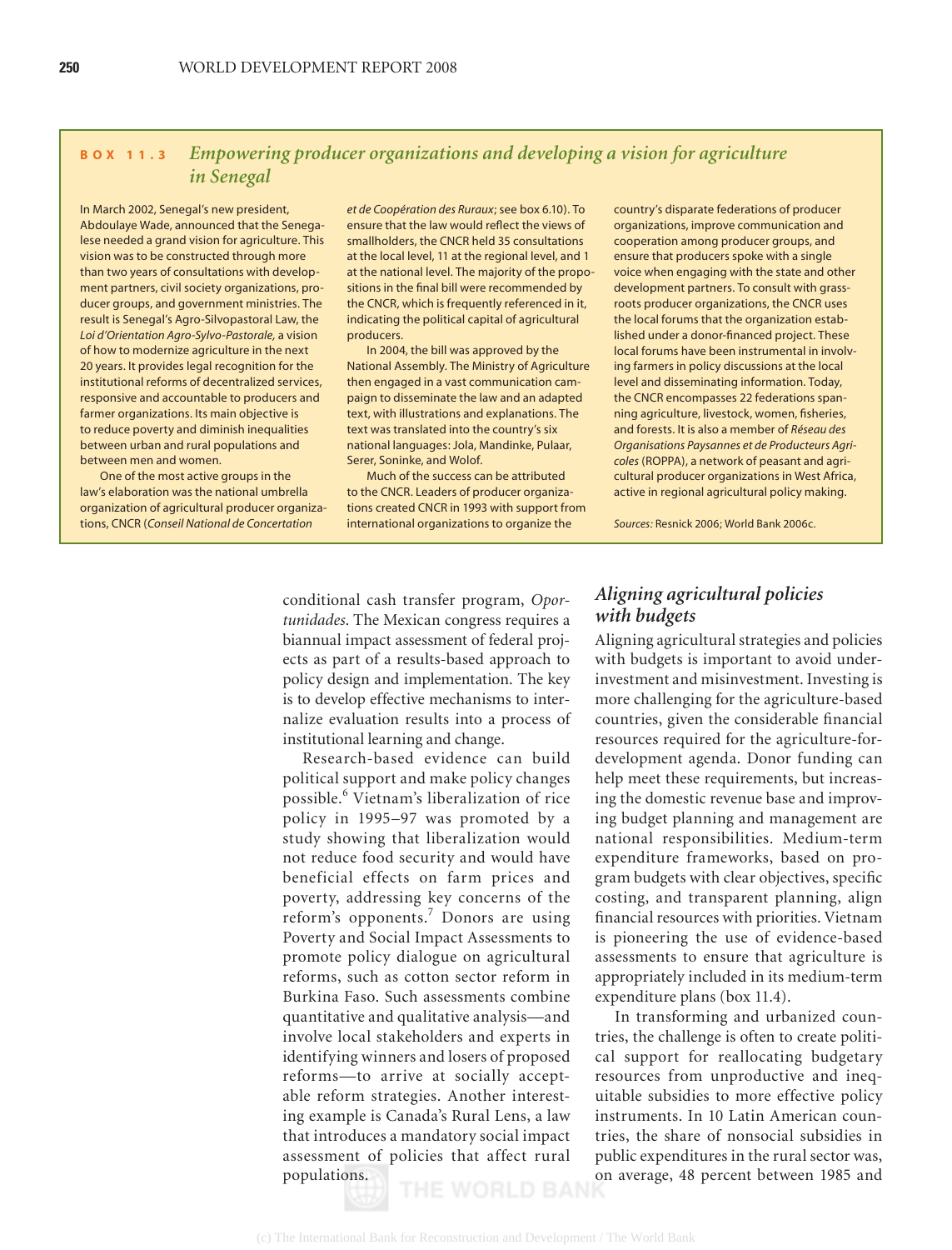### BOX 11.3 *Empowering producer organizations and developing a vision for agriculture in Senegal*

In March 2002, Senegal's new president, Abdoulaye Wade, announced that the Senegalese needed a grand vision for agriculture. This vision was to be constructed through more than two years of consultations with development partners, civil society organizations, producer groups, and government ministries. The result is Senegal's Agro-Silvopastoral Law, the *Loi d'Orientation Agro-Sylvo-Pastorale,* a vision of how to modernize agriculture in the next 20 years. It provides legal recognition for the institutional reforms of decentralized services, responsive and accountable to producers and farmer organizations. Its main objective is to reduce poverty and diminish inequalities between urban and rural populations and between men and women.

One of the most active groups in the law's elaboration was the national umbrella organization of agricultural producer organizations, CNCR (*Conseil National de Concertation et de Coopération des Ruraux*; see box 6.10). To ensure that the law would reflect the views of smallholders, the CNCR held 35 consultations at the local level, 11 at the regional level, and 1 at the national level. The majority of the propositions in the final bill were recommended by the CNCR, which is frequently referenced in it, indicating the political capital of agricultural producers.

In 2004, the bill was approved by the National Assembly. The Ministry of Agriculture then engaged in a vast communication campaign to disseminate the law and an adapted text, with illustrations and explanations. The text was translated into the country's six national languages: Jola, Mandinke, Pulaar, Serer, Soninke, and Wolof.

Much of the success can be attributed to the CNCR. Leaders of producer organizations created CNCR in 1993 with support from international organizations to organize the country's disparate federations of producer organizations, improve communication and cooperation among producer groups, and ensure that producers spoke with a single voice when engaging with the state and other development partners. To consult with grassroots producer organizations, the CNCR uses the local forums that the organization established under a donor-financed project. These local forums have been instrumental in involving farmers in policy discussions at the local level and disseminating information. Today, the CNCR encompasses 22 federations spanning agriculture, livestock, women, fisheries, and forests. It is also a member of *Réseau des Organisations Paysannes et de Producteurs Agricoles* (ROPPA), a network of peasant and agricultural producer organizations in West Africa, active in regional agricultural policy making.

*Sources:* Resnick 2006; World Bank 2006c.

---

conditional cash transfer program, *Oportunidades*. The Mexican congress requires a biannual impact assessment of federal projects as part of a results-based approach to policy design and implementation. The key is to develop effective mechanisms to internalize evaluation results into a process of institutional learning and change.

Research-based evidence can build political support and make policy changes possible.[6] Vietnam's liberalization of rice policy in 1995–97 was promoted by a study showing that liberalization would not reduce food security and would have beneficial effects on farm prices and poverty, addressing key concerns of the reform's opponents.[7] Donors are using Poverty and Social Impact Assessments to promote policy dialogue on agricultural reforms, such as cotton sector reform in Burkina Faso. Such assessments combine quantitative and qualitative analysis—and involve local stakeholders and experts in identifying winners and losers of proposed reforms—to arrive at socially acceptable reform strategies. Another interesting example is Canada's Rural Lens, a law that introduces a mandatory social impact assessment of policies that affect rural populations.

## *Aligning agricultural policies with budgets*

Aligning agricultural strategies and policies with budgets is important to avoid underinvestment and misinvestment. Investing is more challenging for the agriculture-based countries, given the considerable financial resources required for the agriculture-for-development agenda. Donor funding can help meet these requirements, but increasing the domestic revenue base and improving budget planning and management are national responsibilities. Medium-term expenditure frameworks, based on program budgets with clear objectives, specific costing, and transparent planning, align financial resources with priorities. Vietnam is pioneering the use of evidence-based assessments to ensure that agriculture is appropriately included in its medium-term expenditure plans (box 11.4).

In transforming and urbanized countries, the challenge is often to create political support for reallocating budgetary resources from unproductive and inequitable subsidies to more effective policy instruments. In 10 Latin American countries, the share of nonsocial subsidies in public expenditures in the rural sector was, on average, 48 percent between 1985 and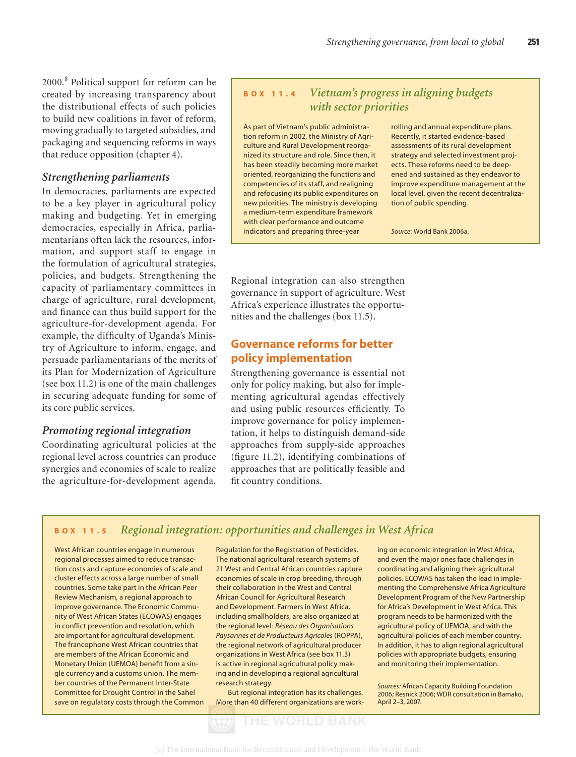2000.[8] Political support for reform can be created by increasing transparency about the distributional effects of such policies to build new coalitions in favor of reform, moving gradually to targeted subsidies, and packaging and sequencing reforms in ways that reduce opposition (chapter 4).

### *Strengthening parliaments*

In democracies, parliaments are expected to be a key player in agricultural policy making and budgeting. Yet in emerging democracies, especially in Africa, parliamentarians often lack the resources, information, and support staff to engage in the formulation of agricultural strategies, policies, and budgets. Strengthening the capacity of parliamentary committees in charge of agriculture, rural development, and finance can thus build support for the agriculture-for-development agenda. For example, the difficulty of Uganda's Ministry of Agriculture to inform, engage, and persuade parliamentarians of the merits of its Plan for Modernization of Agriculture (see box 11.2) is one of the main challenges in securing adequate funding for some of its core public services.

### *Promoting regional integration*

Coordinating agricultural policies at the regional level across countries can produce synergies and economies of scale to realize the agriculture-for-development agenda.

> **BOX 11.4** *Vietnam's progress in aligning budgets with sector priorities*
>
> As part of Vietnam's public administration reform in 2002, the Ministry of Agriculture and Rural Development reorganized its structure and role. Since then, it has been steadily becoming more market oriented, reorganizing the functions and competencies of its staff, and realigning and refocusing its public expenditures on new priorities. The ministry is developing a medium-term expenditure framework with clear performance and outcome indicators and preparing three-year rolling and annual expenditure plans. Recently, it started evidence-based assessments of its rural development strategy and selected investment projects. These reforms need to be deepened and sustained as they endeavor to improve expenditure management at the local level, given the recent decentralization of public spending.
>
> *Source:* World Bank 2006a.

Regional integration can also strengthen governance in support of agriculture. West Africa's experience illustrates the opportunities and the challenges (box 11.5).

## Governance reforms for better policy implementation

Strengthening governance is essential not only for policy making, but also for implementing agricultural agendas effectively and using public resources efficiently. To improve governance for policy implementation, it helps to distinguish demand-side approaches from supply-side approaches (figure 11.2), identifying combinations of approaches that are politically feasible and fit country conditions.

> **BOX 11.5** *Regional integration: opportunities and challenges in West Africa*
>
> West African countries engage in numerous regional processes aimed to reduce transaction costs and capture economies of scale and cluster effects across a large number of small countries. Some take part in the African Peer Review Mechanism, a regional approach to improve governance. The Economic Community of West African States (ECOWAS) engages in conflict prevention and resolution, which are important for agricultural development. The francophone West African countries that are members of the African Economic and Monetary Union (UEMOA) benefit from a single currency and a customs union. The member countries of the Permanent Inter-State Committee for Drought Control in the Sahel save on regulatory costs through the Common Regulation for the Registration of Pesticides. The national agricultural research systems of 21 West and Central African countries capture economies of scale in crop breeding, through their collaboration in the West and Central African Council for Agricultural Research and Development. Farmers in West Africa, including smallholders, are also organized at the regional level: *Réseau des Organisations Paysannes et de Producteurs Agricoles* (ROPPA), the regional network of agricultural producer organizations in West Africa (see box 11.3) is active in regional agricultural policy making and in developing a regional agricultural research strategy.
>
> But regional integration has its challenges. More than 40 different organizations are working on economic integration in West Africa, and even the major ones face challenges in coordinating and aligning their agricultural policies. ECOWAS has taken the lead in implementing the Comprehensive Africa Agriculture Development Program of the New Partnership for Africa's Development in West Africa. This program needs to be harmonized with the agricultural policy of UEMOA, and with the agricultural policies of each member country. In addition, it has to align regional agricultural policies with appropriate budgets, ensuring and monitoring their implementation.
>
> *Sources:* African Capacity Building Foundation 2006; Resnick 2006; WDR consultation in Bamako, April 2–3, 2007.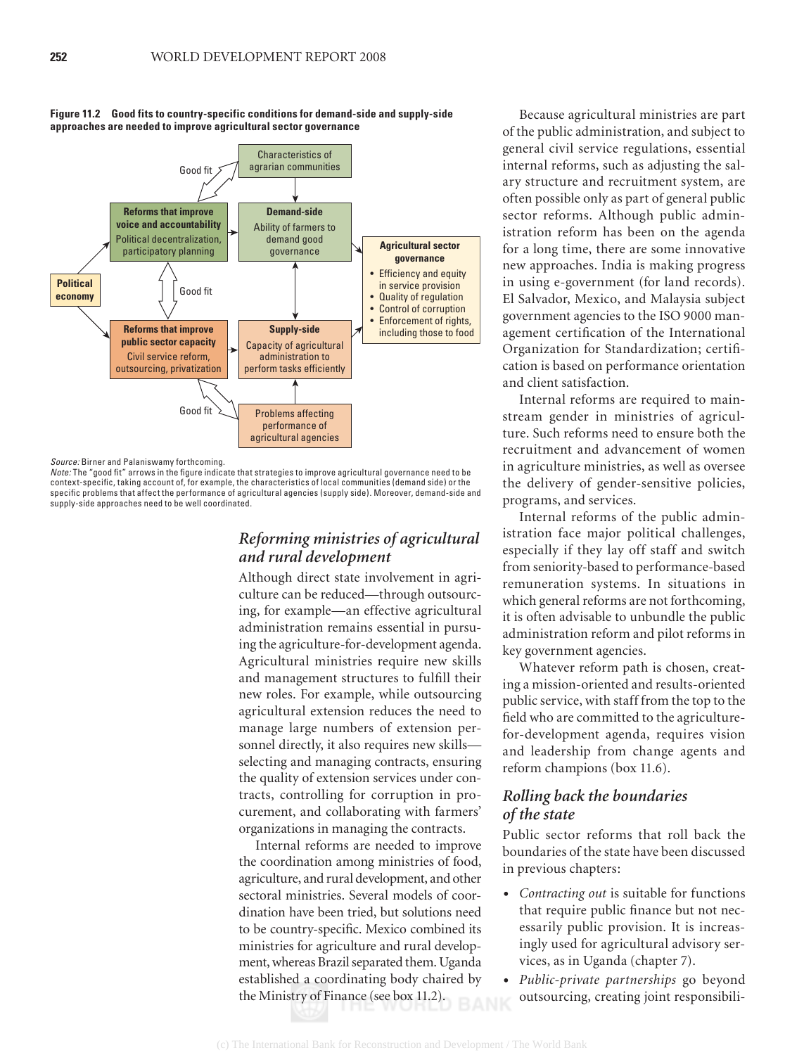**Figure 11.2 Good fits to country-specific conditions for demand-side and supply-side approaches are needed to improve agricultural sector governance**

Characteristics of agrarian communities

Good fit

Reforms that improve voice and accountability
Political decentralization, participatory planning

Demand-side
Ability of farmers to demand good governance

Political economy

Good fit

Agricultural sector governance
- Efficiency and equity in service provision
- Quality of regulation
- Control of corruption
- Enforcement of rights, including those to food

Reforms that improve public sector capacity
Civil service reform, outsourcing, privatization

Supply-side
Capacity of agricultural administration to perform tasks efficiently

Good fit

Problems affecting performance of agricultural agencies

*Source:* Birner and Palaniswamy forthcoming.
*Note:* The "good fit" arrows in the figure indicate that strategies to improve agricultural governance need to be context-specific, taking account of, for example, the characteristics of local communities (demand side) or the specific problems that affect the performance of agricultural agencies (supply side). Moreover, demand-side and supply-side approaches need to be well coordinated.

## *Reforming ministries of agricultural and rural development*

Although direct state involvement in agriculture can be reduced—through outsourcing, for example—an effective agricultural administration remains essential in pursuing the agriculture-for-development agenda. Agricultural ministries require new skills and management structures to fulfill their new roles. For example, while outsourcing agricultural extension reduces the need to manage large numbers of extension personnel directly, it also requires new skills—selecting and managing contracts, ensuring the quality of extension services under contracts, controlling for corruption in procurement, and collaborating with farmers' organizations in managing the contracts.

Internal reforms are needed to improve the coordination among ministries of food, agriculture, and rural development, and other sectoral ministries. Several models of coordination have been tried, but solutions need to be country-specific. Mexico combined its ministries for agriculture and rural development, whereas Brazil separated them. Uganda established a coordinating body chaired by the Ministry of Finance (see box 11.2).

Because agricultural ministries are part of the public administration, and subject to general civil service regulations, essential internal reforms, such as adjusting the salary structure and recruitment system, are often possible only as part of general public sector reforms. Although public administration reform has been on the agenda for a long time, there are some innovative new approaches. India is making progress in using e-government (for land records). El Salvador, Mexico, and Malaysia subject government agencies to the ISO 9000 management certification of the International Organization for Standardization; certification is based on performance orientation and client satisfaction.

Internal reforms are required to mainstream gender in ministries of agriculture. Such reforms need to ensure both the recruitment and advancement of women in agriculture ministries, as well as oversee the delivery of gender-sensitive policies, programs, and services.

Internal reforms of the public administration face major political challenges, especially if they lay off staff and switch from seniority-based to performance-based remuneration systems. In situations in which general reforms are not forthcoming, it is often advisable to unbundle the public administration reform and pilot reforms in key government agencies.

Whatever reform path is chosen, creating a mission-oriented and results-oriented public service, with staff from the top to the field who are committed to the agriculture-for-development agenda, requires vision and leadership from change agents and reform champions (box 11.6).

## *Rolling back the boundaries of the state*

Public sector reforms that roll back the boundaries of the state have been discussed in previous chapters:

- *Contracting out* is suitable for functions that require public finance but not necessarily public provision. It is increasingly used for agricultural advisory services, as in Uganda (chapter 7).
- *Public-private partnerships* go beyond outsourcing, creating joint responsibili-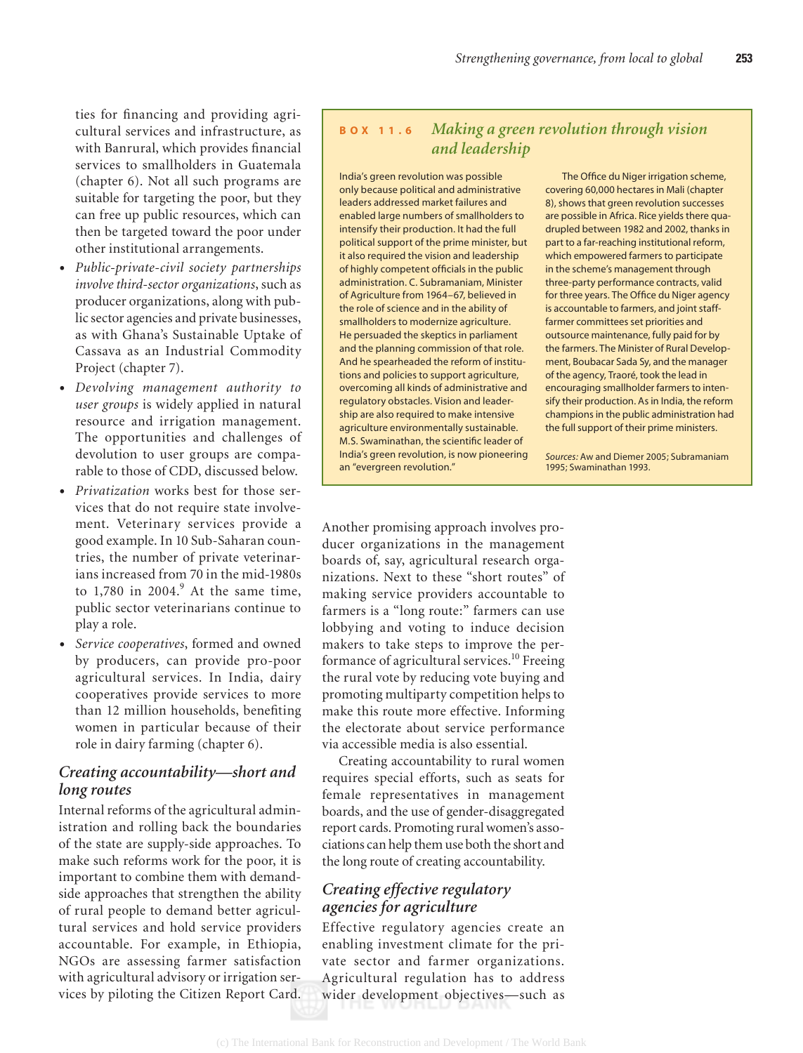ties for financing and providing agricultural services and infrastructure, as with Banrural, which provides financial services to smallholders in Guatemala (chapter 6). Not all such programs are suitable for targeting the poor, but they can free up public resources, which can then be targeted toward the poor under other institutional arrangements.

- *Public-private-civil society partnerships involve third-sector organizations*, such as producer organizations, along with public sector agencies and private businesses, as with Ghana's Sustainable Uptake of Cassava as an Industrial Commodity Project (chapter 7).
- *Devolving management authority to user groups* is widely applied in natural resource and irrigation management. The opportunities and challenges of devolution to user groups are comparable to those of CDD, discussed below.
- *Privatization* works best for those services that do not require state involvement. Veterinary services provide a good example. In 10 Sub-Saharan countries, the number of private veterinarians increased from 70 in the mid-1980s to 1,780 in 2004.[9] At the same time, public sector veterinarians continue to play a role.
- *Service cooperatives*, formed and owned by producers, can provide pro-poor agricultural services. In India, dairy cooperatives provide services to more than 12 million households, benefiting women in particular because of their role in dairy farming (chapter 6).

## *Creating accountability—short and long routes*

Internal reforms of the agricultural administration and rolling back the boundaries of the state are supply-side approaches. To make such reforms work for the poor, it is important to combine them with demand-side approaches that strengthen the ability of rural people to demand better agricultural services and hold service providers accountable. For example, in Ethiopia, NGOs are assessing farmer satisfaction with agricultural advisory or irrigation services by piloting the Citizen Report Card.

> **BOX 11.6** *Making a green revolution through vision and leadership*
>
> India's green revolution was possible only because political and administrative leaders addressed market failures and enabled large numbers of smallholders to intensify their production. It had the full political support of the prime minister, but it also required the vision and leadership of highly competent officials in the public administration. C. Subramaniam, Minister of Agriculture from 1964–67, believed in the role of science and in the ability of smallholders to modernize agriculture. He persuaded the skeptics in parliament and the planning commission of that role. And he spearheaded the reform of institutions and policies to support agriculture, overcoming all kinds of administrative and regulatory obstacles. Vision and leadership are also required to make intensive agriculture environmentally sustainable. M.S. Swaminathan, the scientific leader of India's green revolution, is now pioneering an "evergreen revolution."
>
> The Office du Niger irrigation scheme, covering 60,000 hectares in Mali (chapter 8), shows that green revolution successes are possible in Africa. Rice yields there quadrupled between 1982 and 2002, thanks in part to a far-reaching institutional reform, which empowered farmers to participate in the scheme's management through three-party performance contracts, valid for three years. The Office du Niger agency is accountable to farmers, and joint staff-farmer committees set priorities and outsource maintenance, fully paid for by the farmers. The Minister of Rural Development, Boubacar Sada Sy, and the manager of the agency, Traoré, took the lead in encouraging smallholder farmers to intensify their production. As in India, the reform champions in the public administration had the full support of their prime ministers.
>
> *Sources:* Aw and Diemer 2005; Subramaniam 1995; Swaminathan 1993.

Another promising approach involves producer organizations in the management boards of, say, agricultural research organizations. Next to these "short routes" of making service providers accountable to farmers is a "long route:" farmers can use lobbying and voting to induce decision makers to take steps to improve the performance of agricultural services.[10] Freeing the rural vote by reducing vote buying and promoting multiparty competition helps to make this route more effective. Informing the electorate about service performance via accessible media is also essential.

Creating accountability to rural women requires special efforts, such as seats for female representatives in management boards, and the use of gender-disaggregated report cards. Promoting rural women's associations can help them use both the short and the long route of creating accountability.

## *Creating effective regulatory agencies for agriculture*

Effective regulatory agencies create an enabling investment climate for the private sector and farmer organizations. Agricultural regulation has to address wider development objectives—such as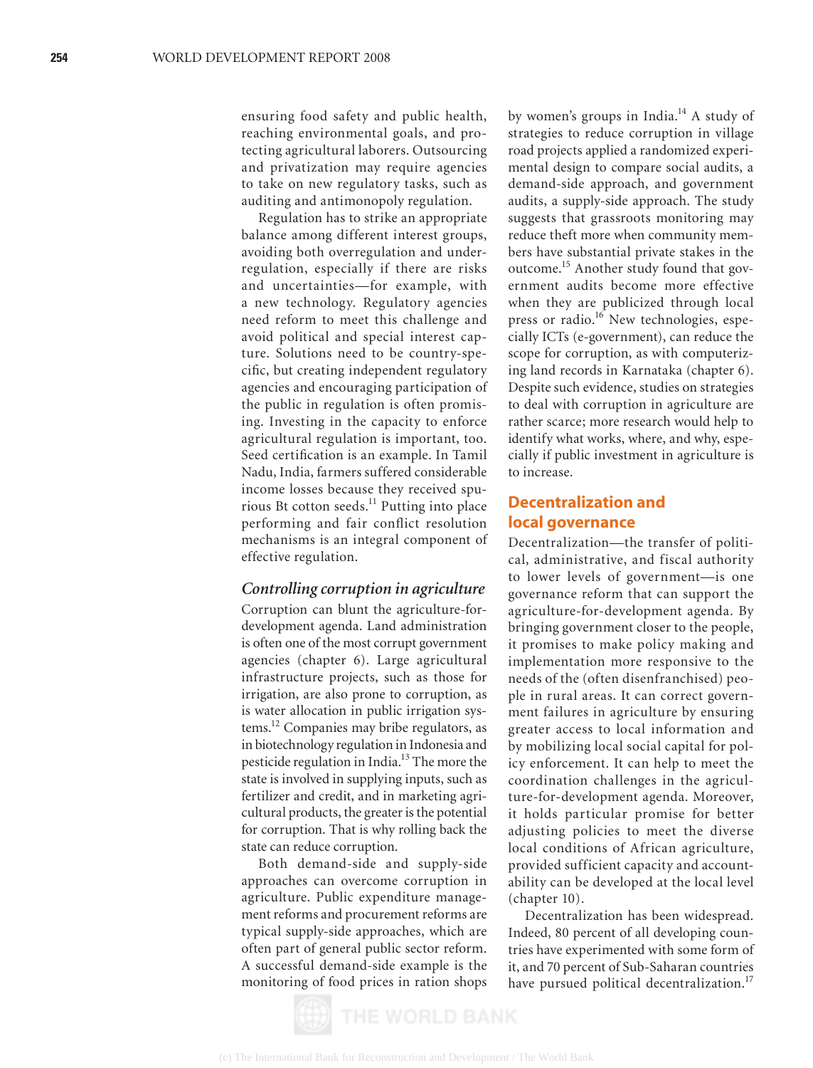ensuring food safety and public health, reaching environmental goals, and protecting agricultural laborers. Outsourcing and privatization may require agencies to take on new regulatory tasks, such as auditing and antimonopoly regulation.

Regulation has to strike an appropriate balance among different interest groups, avoiding both overregulation and underregulation, especially if there are risks and uncertainties—for example, with a new technology. Regulatory agencies need reform to meet this challenge and avoid political and special interest capture. Solutions need to be country-specific, but creating independent regulatory agencies and encouraging participation of the public in regulation is often promising. Investing in the capacity to enforce agricultural regulation is important, too. Seed certification is an example. In Tamil Nadu, India, farmers suffered considerable income losses because they received spurious Bt cotton seeds.[11] Putting into place performing and fair conflict resolution mechanisms is an integral component of effective regulation.

### *Controlling corruption in agriculture*

Corruption can blunt the agriculture-for-development agenda. Land administration is often one of the most corrupt government agencies (chapter 6). Large agricultural infrastructure projects, such as those for irrigation, are also prone to corruption, as is water allocation in public irrigation systems.[12] Companies may bribe regulators, as in biotechnology regulation in Indonesia and pesticide regulation in India.[13] The more the state is involved in supplying inputs, such as fertilizer and credit, and in marketing agricultural products, the greater is the potential for corruption. That is why rolling back the state can reduce corruption.

Both demand-side and supply-side approaches can overcome corruption in agriculture. Public expenditure management reforms and procurement reforms are typical supply-side approaches, which are often part of general public sector reform. A successful demand-side example is the monitoring of food prices in ration shops by women's groups in India.[14] A study of strategies to reduce corruption in village road projects applied a randomized experimental design to compare social audits, a demand-side approach, and government audits, a supply-side approach. The study suggests that grassroots monitoring may reduce theft more when community members have substantial private stakes in the outcome.[15] Another study found that government audits become more effective when they are publicized through local press or radio.[16] New technologies, especially ICTs (e-government), can reduce the scope for corruption, as with computerizing land records in Karnataka (chapter 6). Despite such evidence, studies on strategies to deal with corruption in agriculture are rather scarce; more research would help to identify what works, where, and why, especially if public investment in agriculture is to increase.

## Decentralization and local governance

Decentralization—the transfer of political, administrative, and fiscal authority to lower levels of government—is one governance reform that can support the agriculture-for-development agenda. By bringing government closer to the people, it promises to make policy making and implementation more responsive to the needs of the (often disenfranchised) people in rural areas. It can correct government failures in agriculture by ensuring greater access to local information and by mobilizing local social capital for policy enforcement. It can help to meet the coordination challenges in the agriculture-for-development agenda. Moreover, it holds particular promise for better adjusting policies to meet the diverse local conditions of African agriculture, provided sufficient capacity and accountability can be developed at the local level (chapter 10).

Decentralization has been widespread. Indeed, 80 percent of all developing countries have experimented with some form of it, and 70 percent of Sub-Saharan countries have pursued political decentralization.[17]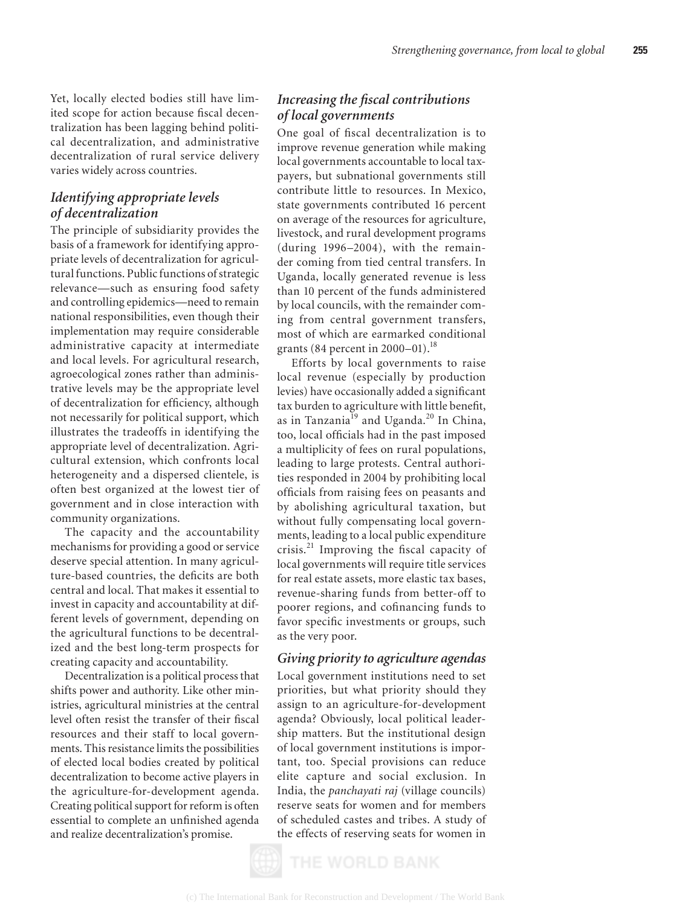Yet, locally elected bodies still have limited scope for action because fiscal decentralization has been lagging behind political decentralization, and administrative decentralization of rural service delivery varies widely across countries.

### *Identifying appropriate levels of decentralization*

The principle of subsidiarity provides the basis of a framework for identifying appropriate levels of decentralization for agricultural functions. Public functions of strategic relevance—such as ensuring food safety and controlling epidemics—need to remain national responsibilities, even though their implementation may require considerable administrative capacity at intermediate and local levels. For agricultural research, agroecological zones rather than administrative levels may be the appropriate level of decentralization for efficiency, although not necessarily for political support, which illustrates the tradeoffs in identifying the appropriate level of decentralization. Agricultural extension, which confronts local heterogeneity and a dispersed clientele, is often best organized at the lowest tier of government and in close interaction with community organizations.

The capacity and the accountability mechanisms for providing a good or service deserve special attention. In many agriculture-based countries, the deficits are both central and local. That makes it essential to invest in capacity and accountability at different levels of government, depending on the agricultural functions to be decentralized and the best long-term prospects for creating capacity and accountability.

Decentralization is a political process that shifts power and authority. Like other ministries, agricultural ministries at the central level often resist the transfer of their fiscal resources and their staff to local governments. This resistance limits the possibilities of elected local bodies created by political decentralization to become active players in the agriculture-for-development agenda. Creating political support for reform is often essential to complete an unfinished agenda and realize decentralization's promise.

### *Increasing the fiscal contributions of local governments*

One goal of fiscal decentralization is to improve revenue generation while making local governments accountable to local taxpayers, but subnational governments still contribute little to resources. In Mexico, state governments contributed 16 percent on average of the resources for agriculture, livestock, and rural development programs (during 1996–2004), with the remainder coming from tied central transfers. In Uganda, locally generated revenue is less than 10 percent of the funds administered by local councils, with the remainder coming from central government transfers, most of which are earmarked conditional grants (84 percent in 2000–01).[18]

Efforts by local governments to raise local revenue (especially by production levies) have occasionally added a significant tax burden to agriculture with little benefit, as in Tanzania[19] and Uganda.[20] In China, too, local officials had in the past imposed a multiplicity of fees on rural populations, leading to large protests. Central authorities responded in 2004 by prohibiting local officials from raising fees on peasants and by abolishing agricultural taxation, but without fully compensating local governments, leading to a local public expenditure crisis.[21] Improving the fiscal capacity of local governments will require title services for real estate assets, more elastic tax bases, revenue-sharing funds from better-off to poorer regions, and cofinancing funds to favor specific investments or groups, such as the very poor.

### *Giving priority to agriculture agendas*

Local government institutions need to set priorities, but what priority should they assign to an agriculture-for-development agenda? Obviously, local political leadership matters. But the institutional design of local government institutions is important, too. Special provisions can reduce elite capture and social exclusion. In India, the *panchayati raj* (village councils) reserve seats for women and for members of scheduled castes and tribes. A study of the effects of reserving seats for women in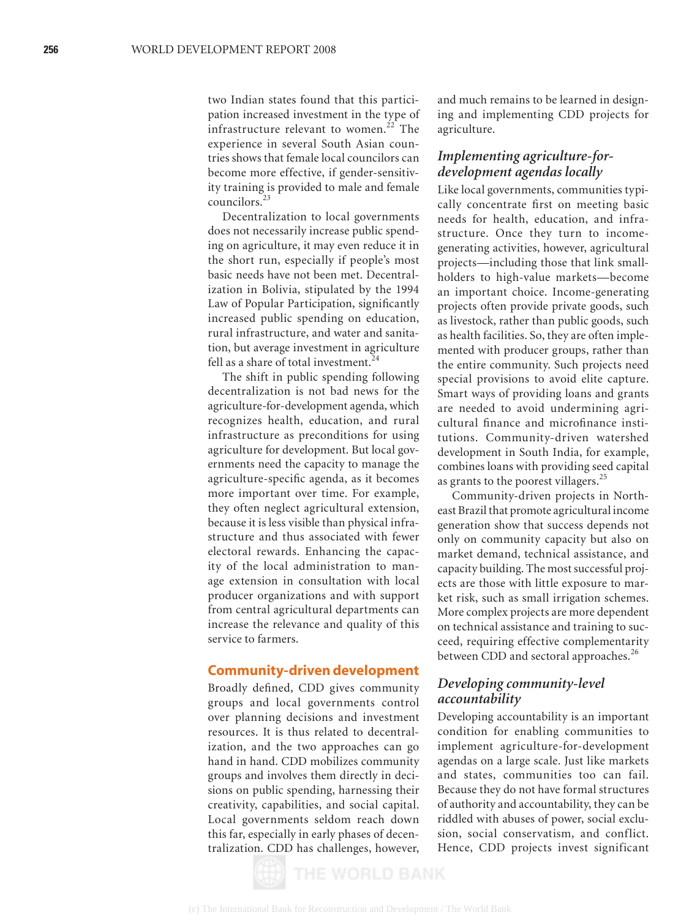two Indian states found that this participation increased investment in the type of infrastructure relevant to women.[22] The experience in several South Asian countries shows that female local councilors can become more effective, if gender-sensitivity training is provided to male and female councilors.[23]

Decentralization to local governments does not necessarily increase public spending on agriculture, it may even reduce it in the short run, especially if people's most basic needs have not been met. Decentralization in Bolivia, stipulated by the 1994 Law of Popular Participation, significantly increased public spending on education, rural infrastructure, and water and sanitation, but average investment in agriculture fell as a share of total investment.[24]

The shift in public spending following decentralization is not bad news for the agriculture-for-development agenda, which recognizes health, education, and rural infrastructure as preconditions for using agriculture for development. But local governments need the capacity to manage the agriculture-specific agenda, as it becomes more important over time. For example, they often neglect agricultural extension, because it is less visible than physical infrastructure and thus associated with fewer electoral rewards. Enhancing the capacity of the local administration to manage extension in consultation with local producer organizations and with support from central agricultural departments can increase the relevance and quality of this service to farmers.

## Community-driven development

Broadly defined, CDD gives community groups and local governments control over planning decisions and investment resources. It is thus related to decentralization, and the two approaches can go hand in hand. CDD mobilizes community groups and involves them directly in decisions on public spending, harnessing their creativity, capabilities, and social capital. Local governments seldom reach down this far, especially in early phases of decentralization. CDD has challenges, however, and much remains to be learned in designing and implementing CDD projects for agriculture.

### *Implementing agriculture-for-development agendas locally*

Like local governments, communities typically concentrate first on meeting basic needs for health, education, and infrastructure. Once they turn to income-generating activities, however, agricultural projects—including those that link smallholders to high-value markets—become an important choice. Income-generating projects often provide private goods, such as livestock, rather than public goods, such as health facilities. So, they are often implemented with producer groups, rather than the entire community. Such projects need special provisions to avoid elite capture. Smart ways of providing loans and grants are needed to avoid undermining agricultural finance and microfinance institutions. Community-driven watershed development in South India, for example, combines loans with providing seed capital as grants to the poorest villagers.[25]

Community-driven projects in Northeast Brazil that promote agricultural income generation show that success depends not only on community capacity but also on market demand, technical assistance, and capacity building. The most successful projects are those with little exposure to market risk, such as small irrigation schemes. More complex projects are more dependent on technical assistance and training to succeed, requiring effective complementarity between CDD and sectoral approaches.[26]

### *Developing community-level accountability*

Developing accountability is an important condition for enabling communities to implement agriculture-for-development agendas on a large scale. Just like markets and states, communities too can fail. Because they do not have formal structures of authority and accountability, they can be riddled with abuses of power, social exclusion, social conservatism, and conflict. Hence, CDD projects invest significant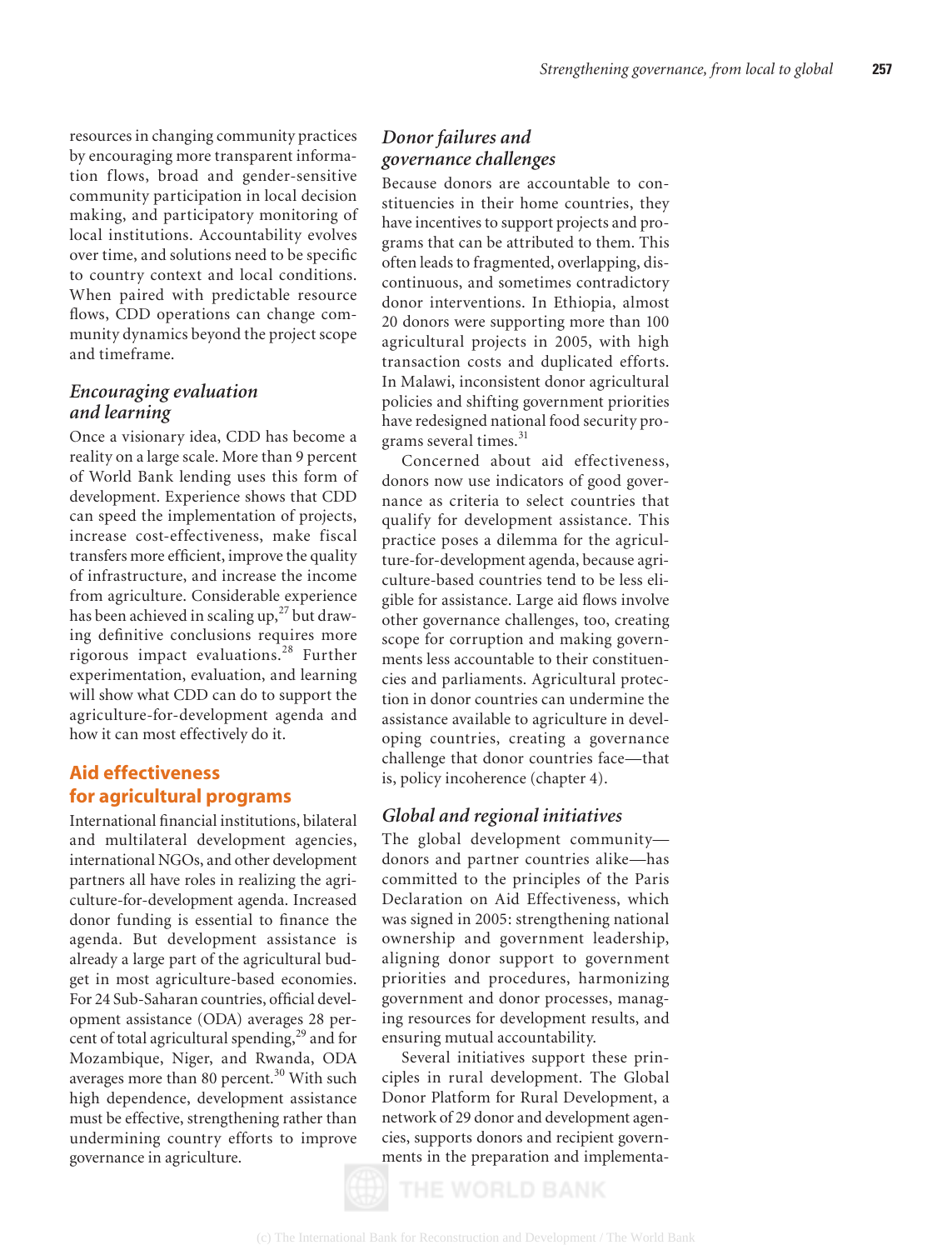resources in changing community practices by encouraging more transparent information flows, broad and gender-sensitive community participation in local decision making, and participatory monitoring of local institutions. Accountability evolves over time, and solutions need to be specific to country context and local conditions. When paired with predictable resource flows, CDD operations can change community dynamics beyond the project scope and timeframe.

### *Encouraging evaluation and learning*

Once a visionary idea, CDD has become a reality on a large scale. More than 9 percent of World Bank lending uses this form of development. Experience shows that CDD can speed the implementation of projects, increase cost-effectiveness, make fiscal transfers more efficient, improve the quality of infrastructure, and increase the income from agriculture. Considerable experience has been achieved in scaling up,[27] but drawing definitive conclusions requires more rigorous impact evaluations.[28] Further experimentation, evaluation, and learning will show what CDD can do to support the agriculture-for-development agenda and how it can most effectively do it.

## Aid effectiveness for agricultural programs

International financial institutions, bilateral and multilateral development agencies, international NGOs, and other development partners all have roles in realizing the agriculture-for-development agenda. Increased donor funding is essential to finance the agenda. But development assistance is already a large part of the agricultural budget in most agriculture-based economies. For 24 Sub-Saharan countries, official development assistance (ODA) averages 28 percent of total agricultural spending,[29] and for Mozambique, Niger, and Rwanda, ODA averages more than 80 percent.[30] With such high dependence, development assistance must be effective, strengthening rather than undermining country efforts to improve governance in agriculture.

### *Donor failures and governance challenges*

Because donors are accountable to constituencies in their home countries, they have incentives to support projects and programs that can be attributed to them. This often leads to fragmented, overlapping, discontinuous, and sometimes contradictory donor interventions. In Ethiopia, almost 20 donors were supporting more than 100 agricultural projects in 2005, with high transaction costs and duplicated efforts. In Malawi, inconsistent donor agricultural policies and shifting government priorities have redesigned national food security programs several times.[31]

Concerned about aid effectiveness, donors now use indicators of good governance as criteria to select countries that qualify for development assistance. This practice poses a dilemma for the agriculture-for-development agenda, because agriculture-based countries tend to be less eligible for assistance. Large aid flows involve other governance challenges, too, creating scope for corruption and making governments less accountable to their constituencies and parliaments. Agricultural protection in donor countries can undermine the assistance available to agriculture in developing countries, creating a governance challenge that donor countries face—that is, policy incoherence (chapter 4).

### *Global and regional initiatives*

The global development community—donors and partner countries alike—has committed to the principles of the Paris Declaration on Aid Effectiveness, which was signed in 2005: strengthening national ownership and government leadership, aligning donor support to government priorities and procedures, harmonizing government and donor processes, managing resources for development results, and ensuring mutual accountability.

Several initiatives support these principles in rural development. The Global Donor Platform for Rural Development, a network of 29 donor and development agencies, supports donors and recipient governments in the preparation and implementa-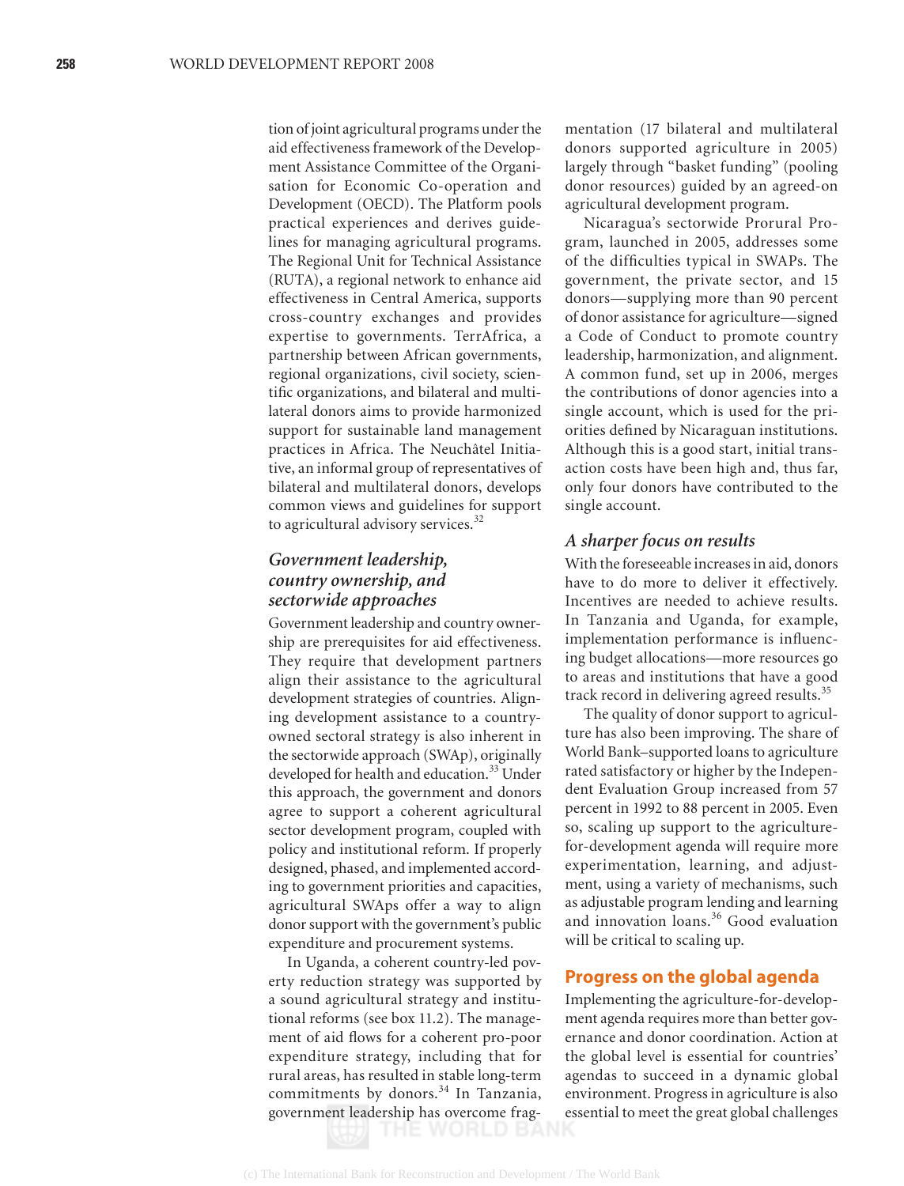tion of joint agricultural programs under the aid effectiveness framework of the Development Assistance Committee of the Organisation for Economic Co-operation and Development (OECD). The Platform pools practical experiences and derives guidelines for managing agricultural programs. The Regional Unit for Technical Assistance (RUTA), a regional network to enhance aid effectiveness in Central America, supports cross-country exchanges and provides expertise to governments. TerrAfrica, a partnership between African governments, regional organizations, civil society, scientific organizations, and bilateral and multilateral donors aims to provide harmonized support for sustainable land management practices in Africa. The Neuchâtel Initiative, an informal group of representatives of bilateral and multilateral donors, develops common views and guidelines for support to agricultural advisory services.[32]

### *Government leadership, country ownership, and sectorwide approaches*

Government leadership and country ownership are prerequisites for aid effectiveness. They require that development partners align their assistance to the agricultural development strategies of countries. Aligning development assistance to a country-owned sectoral strategy is also inherent in the sectorwide approach (SWAp), originally developed for health and education.[33] Under this approach, the government and donors agree to support a coherent agricultural sector development program, coupled with policy and institutional reform. If properly designed, phased, and implemented according to government priorities and capacities, agricultural SWAps offer a way to align donor support with the government's public expenditure and procurement systems.

In Uganda, a coherent country-led poverty reduction strategy was supported by a sound agricultural strategy and institutional reforms (see box 11.2). The management of aid flows for a coherent pro-poor expenditure strategy, including that for rural areas, has resulted in stable long-term commitments by donors.[34] In Tanzania, government leadership has overcome fragmentation (17 bilateral and multilateral donors supported agriculture in 2005) largely through "basket funding" (pooling donor resources) guided by an agreed-on agricultural development program.

Nicaragua's sectorwide Prorural Program, launched in 2005, addresses some of the difficulties typical in SWAPs. The government, the private sector, and 15 donors—supplying more than 90 percent of donor assistance for agriculture—signed a Code of Conduct to promote country leadership, harmonization, and alignment. A common fund, set up in 2006, merges the contributions of donor agencies into a single account, which is used for the priorities defined by Nicaraguan institutions. Although this is a good start, initial transaction costs have been high and, thus far, only four donors have contributed to the single account.

### *A sharper focus on results*

With the foreseeable increases in aid, donors have to do more to deliver it effectively. Incentives are needed to achieve results. In Tanzania and Uganda, for example, implementation performance is influencing budget allocations—more resources go to areas and institutions that have a good track record in delivering agreed results.[35]

The quality of donor support to agriculture has also been improving. The share of World Bank–supported loans to agriculture rated satisfactory or higher by the Independent Evaluation Group increased from 57 percent in 1992 to 88 percent in 2005. Even so, scaling up support to the agriculture-for-development agenda will require more experimentation, learning, and adjustment, using a variety of mechanisms, such as adjustable program lending and learning and innovation loans.[36] Good evaluation will be critical to scaling up.

## Progress on the global agenda

Implementing the agriculture-for-development agenda requires more than better governance and donor coordination. Action at the global level is essential for countries' agendas to succeed in a dynamic global environment. Progress in agriculture is also essential to meet the great global challenges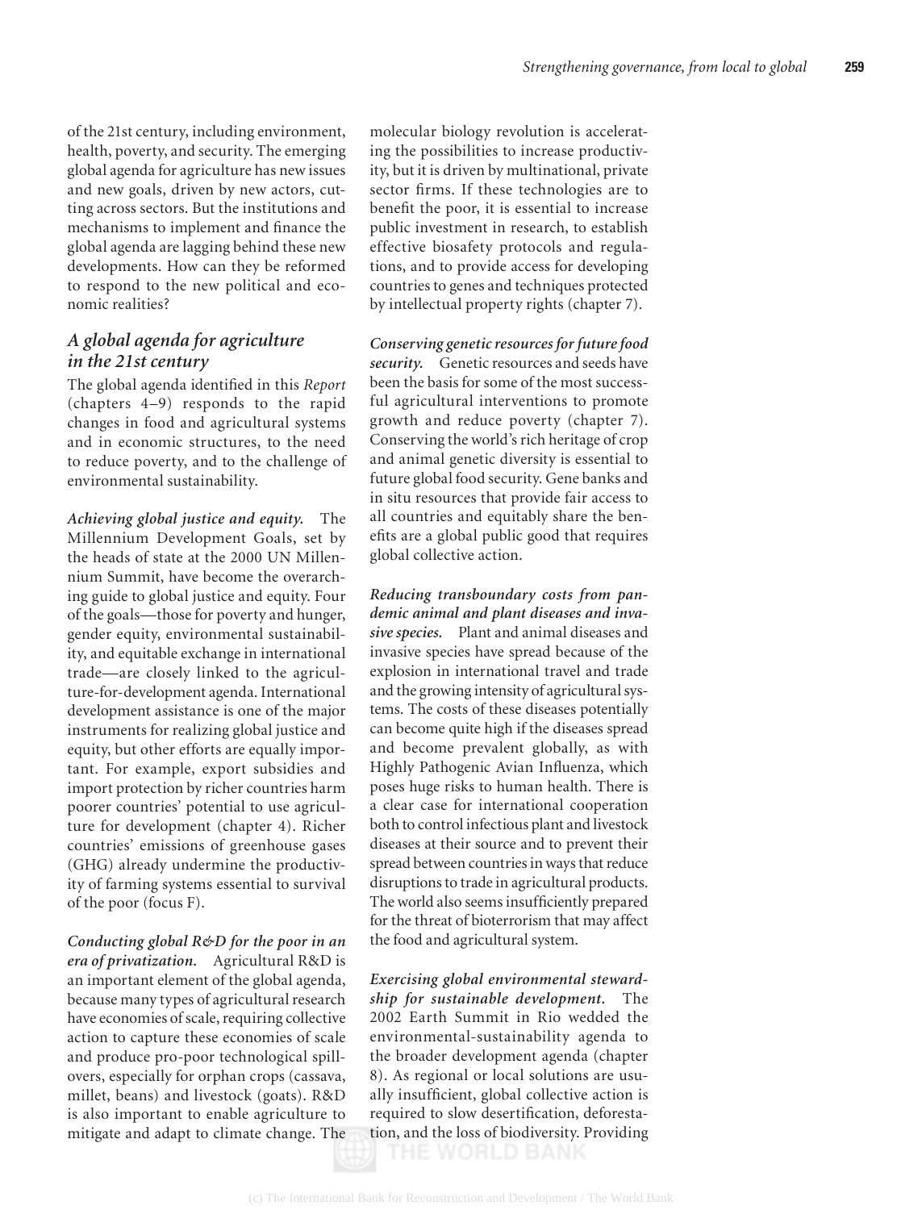of the 21st century, including environment, health, poverty, and security. The emerging global agenda for agriculture has new issues and new goals, driven by new actors, cutting across sectors. But the institutions and mechanisms to implement and finance the global agenda are lagging behind these new developments. How can they be reformed to respond to the new political and economic realities?

### *A global agenda for agriculture in the 21st century*

The global agenda identified in this *Report* (chapters 4–9) responds to the rapid changes in food and agricultural systems and in economic structures, to the need to reduce poverty, and to the challenge of environmental sustainability.

***Achieving global justice and equity.*** The Millennium Development Goals, set by the heads of state at the 2000 UN Millennium Summit, have become the overarching guide to global justice and equity. Four of the goals—those for poverty and hunger, gender equity, environmental sustainability, and equitable exchange in international trade—are closely linked to the agriculture-for-development agenda. International development assistance is one of the major instruments for realizing global justice and equity, but other efforts are equally important. For example, export subsidies and import protection by richer countries harm poorer countries' potential to use agriculture for development (chapter 4). Richer countries' emissions of greenhouse gases (GHG) already undermine the productivity of farming systems essential to survival of the poor (focus F).

***Conducting global R&D for the poor in an era of privatization.*** Agricultural R&D is an important element of the global agenda, because many types of agricultural research have economies of scale, requiring collective action to capture these economies of scale and produce pro-poor technological spillovers, especially for orphan crops (cassava, millet, beans) and livestock (goats). R&D is also important to enable agriculture to mitigate and adapt to climate change. The molecular biology revolution is accelerating the possibilities to increase productivity, but it is driven by multinational, private sector firms. If these technologies are to benefit the poor, it is essential to increase public investment in research, to establish effective biosafety protocols and regulations, and to provide access for developing countries to genes and techniques protected by intellectual property rights (chapter 7).

***Conserving genetic resources for future food security.*** Genetic resources and seeds have been the basis for some of the most successful agricultural interventions to promote growth and reduce poverty (chapter 7). Conserving the world's rich heritage of crop and animal genetic diversity is essential to future global food security. Gene banks and in situ resources that provide fair access to all countries and equitably share the benefits are a global public good that requires global collective action.

***Reducing transboundary costs from pandemic animal and plant diseases and invasive species.*** Plant and animal diseases and invasive species have spread because of the explosion in international travel and trade and the growing intensity of agricultural systems. The costs of these diseases potentially can become quite high if the diseases spread and become prevalent globally, as with Highly Pathogenic Avian Influenza, which poses huge risks to human health. There is a clear case for international cooperation both to control infectious plant and livestock diseases at their source and to prevent their spread between countries in ways that reduce disruptions to trade in agricultural products. The world also seems insufficiently prepared for the threat of bioterrorism that may affect the food and agricultural system.

***Exercising global environmental stewardship for sustainable development.*** The 2002 Earth Summit in Rio wedded the environmental-sustainability agenda to the broader development agenda (chapter 8). As regional or local solutions are usually insufficient, global collective action is required to slow desertification, deforestation, and the loss of biodiversity. Providing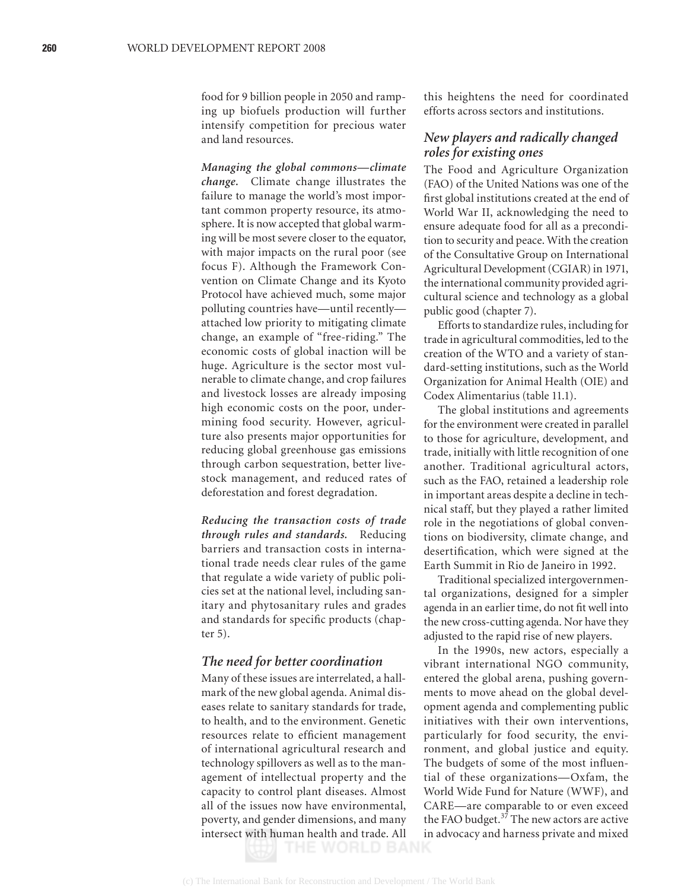food for 9 billion people in 2050 and ramping up biofuels production will further intensify competition for precious water and land resources.

***Managing the global commons—climate change.*** Climate change illustrates the failure to manage the world's most important common property resource, its atmosphere. It is now accepted that global warming will be most severe closer to the equator, with major impacts on the rural poor (see focus F). Although the Framework Convention on Climate Change and its Kyoto Protocol have achieved much, some major polluting countries have—until recently—attached low priority to mitigating climate change, an example of "free-riding." The economic costs of global inaction will be huge. Agriculture is the sector most vulnerable to climate change, and crop failures and livestock losses are already imposing high economic costs on the poor, undermining food security. However, agriculture also presents major opportunities for reducing global greenhouse gas emissions through carbon sequestration, better livestock management, and reduced rates of deforestation and forest degradation.

***Reducing the transaction costs of trade through rules and standards.*** Reducing barriers and transaction costs in international trade needs clear rules of the game that regulate a wide variety of public policies set at the national level, including sanitary and phytosanitary rules and grades and standards for specific products (chapter 5).

## *The need for better coordination*

Many of these issues are interrelated, a hallmark of the new global agenda. Animal diseases relate to sanitary standards for trade, to health, and to the environment. Genetic resources relate to efficient management of international agricultural research and technology spillovers as well as to the management of intellectual property and the capacity to control plant diseases. Almost all of the issues now have environmental, poverty, and gender dimensions, and many intersect with human health and trade. All this heightens the need for coordinated efforts across sectors and institutions.

## *New players and radically changed roles for existing ones*

The Food and Agriculture Organization (FAO) of the United Nations was one of the first global institutions created at the end of World War II, acknowledging the need to ensure adequate food for all as a precondition to security and peace. With the creation of the Consultative Group on International Agricultural Development (CGIAR) in 1971, the international community provided agricultural science and technology as a global public good (chapter 7).

Efforts to standardize rules, including for trade in agricultural commodities, led to the creation of the WTO and a variety of standard-setting institutions, such as the World Organization for Animal Health (OIE) and Codex Alimentarius (table 11.1).

The global institutions and agreements for the environment were created in parallel to those for agriculture, development, and trade, initially with little recognition of one another. Traditional agricultural actors, such as the FAO, retained a leadership role in important areas despite a decline in technical staff, but they played a rather limited role in the negotiations of global conventions on biodiversity, climate change, and desertification, which were signed at the Earth Summit in Rio de Janeiro in 1992.

Traditional specialized intergovernmental organizations, designed for a simpler agenda in an earlier time, do not fit well into the new cross-cutting agenda. Nor have they adjusted to the rapid rise of new players.

In the 1990s, new actors, especially a vibrant international NGO community, entered the global arena, pushing governments to move ahead on the global development agenda and complementing public initiatives with their own interventions, particularly for food security, the environment, and global justice and equity. The budgets of some of the most influential of these organizations—Oxfam, the World Wide Fund for Nature (WWF), and CARE—are comparable to or even exceed the FAO budget.[37] The new actors are active in advocacy and harness private and mixed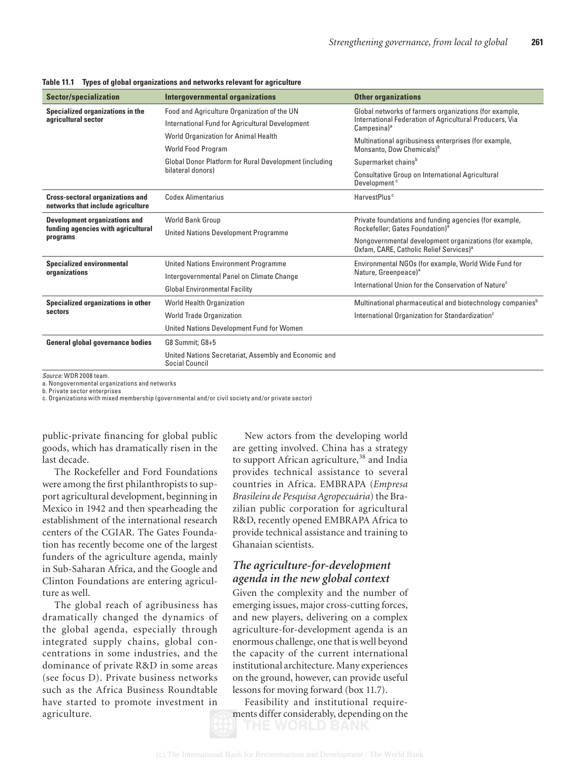**Table 11.1 Types of global organizations and networks relevant for agriculture**

| Sector/specialization | Intergovernmental organizations | Other organizations |
|---|---|---|
| **Specialized organizations in the agricultural sector** | Food and Agriculture Organization of the UN<br>International Fund for Agricultural Development<br>World Organization for Animal Health<br>World Food Program<br>Global Donor Platform for Rural Development (including bilateral donors) | Global networks of farmers organizations (for example, International Federation of Agricultural Producers, Via Campesina)[a]<br>Multinational agribusiness enterprises (for example, Monsanto, Dow Chemicals)[b]<br>Supermarket chains[b]<br>Consultative Group on International Agricultural Development[c] |
| **Cross-sectoral organizations and networks that include agriculture** | Codex Alimentarius | HarvestPlus[c] |
| **Development organizations and funding agencies with agricultural programs** | World Bank Group<br>United Nations Development Programme | Private foundations and funding agencies (for example, Rockefeller; Gates Foundation)[a]<br>Nongovernmental development organizations (for example, Oxfam, CARE, Catholic Relief Services)[a] |
| **Specialized environmental organizations** | United Nations Environment Programme<br>Intergovernmental Panel on Climate Change<br>Global Environmental Facility | Environmental NGOs (for example, World Wide Fund for Nature, Greenpeace)[a]<br>International Union for the Conservation of Nature[c] |
| **Specialized organizations in other sectors** | World Health Organization<br>World Trade Organization<br>United Nations Development Fund for Women | Multinational pharmaceutical and biotechnology companies[b]<br>International Organization for Standardization[c] |
| **General global governance bodies** | G8 Summit; G8+5<br>United Nations Secretariat, Assembly and Economic and Social Council | |

*Source:* WDR 2008 team.
a. Nongovernmental organizations and networks
b. Private sector enterprises
c. Organizations with mixed membership (governmental and/or civil society and/or private sector)

public-private financing for global public goods, which has dramatically risen in the last decade.

The Rockefeller and Ford Foundations were among the first philanthropists to support agricultural development, beginning in Mexico in 1942 and then spearheading the establishment of the international research centers of the CGIAR. The Gates Foundation has recently become one of the largest funders of the agriculture agenda, mainly in Sub-Saharan Africa, and the Google and Clinton Foundations are entering agriculture as well.

The global reach of agribusiness has dramatically changed the dynamics of the global agenda, especially through integrated supply chains, global concentrations in some industries, and the dominance of private R&D in some areas (see focus D). Private business networks such as the Africa Business Roundtable have started to promote investment in agriculture.

New actors from the developing world are getting involved. China has a strategy to support African agriculture,[38] and India provides technical assistance to several countries in Africa. EMBRAPA (*Empresa Brasileira de Pesquisa Agropecuária*) the Brazilian public corporation for agricultural R&D, recently opened EMBRAPA Africa to provide technical assistance and training to Ghanaian scientists.

### *The agriculture-for-development agenda in the new global context*

Given the complexity and the number of emerging issues, major cross-cutting forces, and new players, delivering on a complex agriculture-for-development agenda is an enormous challenge, one that is well beyond the capacity of the current international institutional architecture. Many experiences on the ground, however, can provide useful lessons for moving forward (box 11.7).

Feasibility and institutional requirements differ considerably, depending on the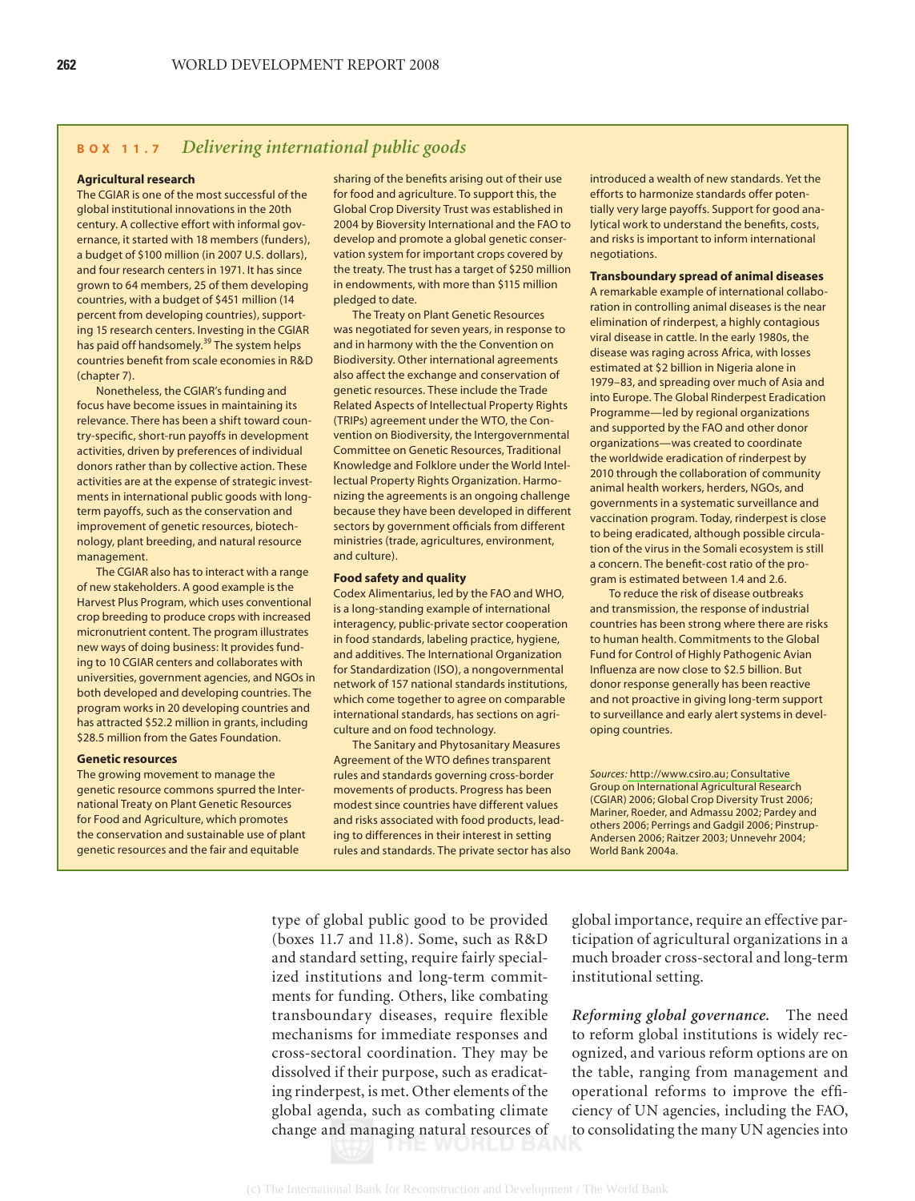## BOX 11.7 *Delivering international public goods*

**Agricultural research**

The CGIAR is one of the most successful of the global institutional innovations in the 20th century. A collective effort with informal governance, it started with 18 members (funders), a budget of $100 million (in 2007 U.S. dollars), and four research centers in 1971. It has since grown to 64 members, 25 of them developing countries, with a budget of $451 million (14 percent from developing countries), supporting 15 research centers. Investing in the CGIAR has paid off handsomely.[39] The system helps countries benefit from scale economies in R&D (chapter 7).

Nonetheless, the CGIAR's funding and focus have become issues in maintaining its relevance. There has been a shift toward country-specific, short-run payoffs in development activities, driven by preferences of individual donors rather than by collective action. These activities are at the expense of strategic investments in international public goods with long-term payoffs, such as the conservation and improvement of genetic resources, biotechnology, plant breeding, and natural resource management.

The CGIAR also has to interact with a range of new stakeholders. A good example is the Harvest Plus Program, which uses conventional crop breeding to produce crops with increased micronutrient content. The program illustrates new ways of doing business: It provides funding to 10 CGIAR centers and collaborates with universities, government agencies, and NGOs in both developed and developing countries. The program works in 20 developing countries and has attracted $52.2 million in grants, including $28.5 million from the Gates Foundation.

**Genetic resources**

The growing movement to manage the genetic resource commons spurred the International Treaty on Plant Genetic Resources for Food and Agriculture, which promotes the conservation and sustainable use of plant genetic resources and the fair and equitable sharing of the benefits arising out of their use for food and agriculture. To support this, the Global Crop Diversity Trust was established in 2004 by Bioversity International and the FAO to develop and promote a global genetic conservation system for important crops covered by the treaty. The trust has a target of $250 million in endowments, with more than $115 million pledged to date.

The Treaty on Plant Genetic Resources was negotiated for seven years, in response to and in harmony with the the Convention on Biodiversity. Other international agreements also affect the exchange and conservation of genetic resources. These include the Trade Related Aspects of Intellectual Property Rights (TRIPs) agreement under the WTO, the Convention on Biodiversity, the Intergovernmental Committee on Genetic Resources, Traditional Knowledge and Folklore under the World Intellectual Property Rights Organization. Harmonizing the agreements is an ongoing challenge because they have been developed in different sectors by government officials from different ministries (trade, agricultures, environment, and culture).

**Food safety and quality**

Codex Alimentarius, led by the FAO and WHO, is a long-standing example of international interagency, public-private sector cooperation in food standards, labeling practice, hygiene, and additives. The International Organization for Standardization (ISO), a nongovernmental network of 157 national standards institutions, which come together to agree on comparable international standards, has sections on agriculture and on food technology.

The Sanitary and Phytosanitary Measures Agreement of the WTO defines transparent rules and standards governing cross-border movements of products. Progress has been modest since countries have different values and risks associated with food products, leading to differences in their interest in setting rules and standards. The private sector has also introduced a wealth of new standards. Yet the efforts to harmonize standards offer potentially very large payoffs. Support for good analytical work to understand the benefits, costs, and risks is important to inform international negotiations.

**Transboundary spread of animal diseases**

A remarkable example of international collaboration in controlling animal diseases is the near elimination of rinderpest, a highly contagious viral disease in cattle. In the early 1980s, the disease was raging across Africa, with losses estimated at $2 billion in Nigeria alone in 1979–83, and spreading over much of Asia and into Europe. The Global Rinderpest Eradication Programme—led by regional organizations and supported by the FAO and other donor organizations—was created to coordinate the worldwide eradication of rinderpest by 2010 through the collaboration of community animal health workers, herders, NGOs, and governments in a systematic surveillance and vaccination program. Today, rinderpest is close to being eradicated, although possible circulation of the virus in the Somali ecosystem is still a concern. The benefit-cost ratio of the program is estimated between 1.4 and 2.6.

To reduce the risk of disease outbreaks and transmission, the response of industrial countries has been strong where there are risks to human health. Commitments to the Global Fund for Control of Highly Pathogenic Avian Influenza are now close to $2.5 billion. But donor response generally has been reactive and not proactive in giving long-term support to surveillance and early alert systems in developing countries.

*Sources:* http://www.csiro.au; Consultative Group on International Agricultural Research (CGIAR) 2006; Global Crop Diversity Trust 2006; Mariner, Roeder, and Admassu 2002; Pardey and others 2006; Perrings and Gadgil 2006; Pinstrup-Andersen 2006; Raitzer 2003; Unnevehr 2004; World Bank 2004a.

---

type of global public good to be provided (boxes 11.7 and 11.8). Some, such as R&D and standard setting, require fairly specialized institutions and long-term commitments for funding. Others, like combating transboundary diseases, require flexible mechanisms for immediate responses and cross-sectoral coordination. They may be dissolved if their purpose, such as eradicating rinderpest, is met. Other elements of the global agenda, such as combating climate change and managing natural resources of global importance, require an effective participation of agricultural organizations in a much broader cross-sectoral and long-term institutional setting.

***Reforming global governance.*** The need to reform global institutions is widely recognized, and various reform options are on the table, ranging from management and operational reforms to improve the efficiency of UN agencies, including the FAO, to consolidating the many UN agencies into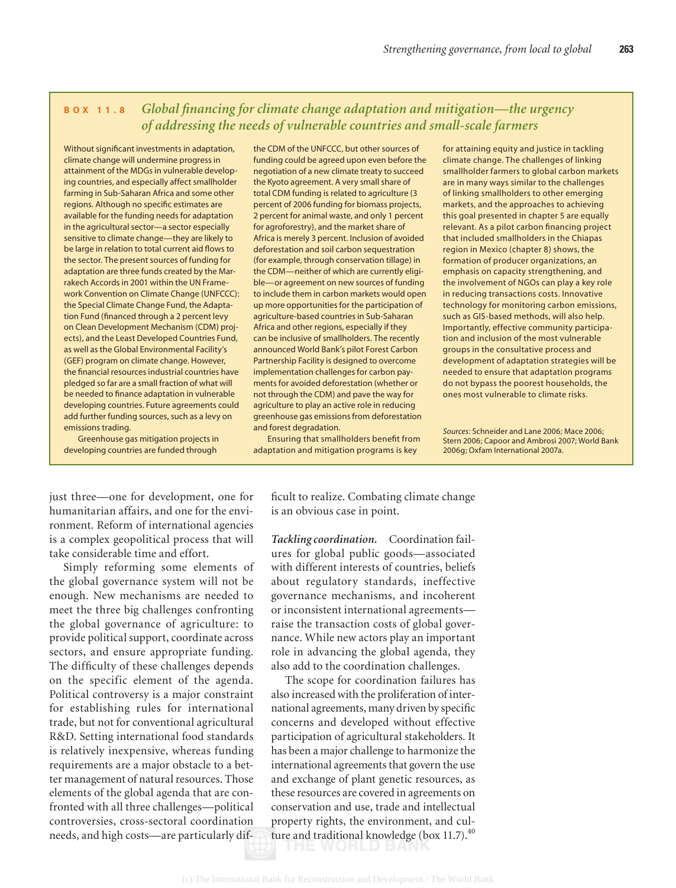## BOX 11.8 *Global financing for climate change adaptation and mitigation—the urgency of addressing the needs of vulnerable countries and small-scale farmers*

Without significant investments in adaptation, climate change will undermine progress in attainment of the MDGs in vulnerable developing countries, and especially affect smallholder farming in Sub-Saharan Africa and some other regions. Although no specific estimates are available for the funding needs for adaptation in the agricultural sector—a sector especially sensitive to climate change—they are likely to be large in relation to total current aid flows to the sector. The present sources of funding for adaptation are three funds created by the Marrakech Accords in 2001 within the UN Framework Convention on Climate Change (UNFCCC): the Special Climate Change Fund, the Adaptation Fund (financed through a 2 percent levy on Clean Development Mechanism (CDM) projects), and the Least Developed Countries Fund, as well as the Global Environmental Facility's (GEF) program on climate change. However, the financial resources industrial countries have pledged so far are a small fraction of what will be needed to finance adaptation in vulnerable developing countries. Future agreements could add further funding sources, such as a levy on emissions trading.

Greenhouse gas mitigation projects in developing countries are funded through the CDM of the UNFCCC, but other sources of funding could be agreed upon even before the negotiation of a new climate treaty to succeed the Kyoto agreement. A very small share of total CDM funding is related to agriculture (3 percent of 2006 funding for biomass projects, 2 percent for animal waste, and only 1 percent for agroforestry), and the market share of Africa is merely 3 percent. Inclusion of avoided deforestation and soil carbon sequestration (for example, through conservation tillage) in the CDM—neither of which are currently eligible—or agreement on new sources of funding to include them in carbon markets would open up more opportunities for the participation of agriculture-based countries in Sub-Saharan Africa and other regions, especially if they can be inclusive of smallholders. The recently announced World Bank's pilot Forest Carbon Partnership Facility is designed to overcome implementation challenges for carbon payments for avoided deforestation (whether or not through the CDM) and pave the way for agriculture to play an active role in reducing greenhouse gas emissions from deforestation and forest degradation.

Ensuring that smallholders benefit from adaptation and mitigation programs is key for attaining equity and justice in tackling climate change. The challenges of linking smallholder farmers to global carbon markets are in many ways similar to the challenges of linking smallholders to other emerging markets, and the approaches to achieving this goal presented in chapter 5 are equally relevant. As a pilot carbon financing project that included smallholders in the Chiapas region in Mexico (chapter 8) shows, the formation of producer organizations, an emphasis on capacity strengthening, and the involvement of NGOs can play a key role in reducing transactions costs. Innovative technology for monitoring carbon emissions, such as GIS-based methods, will also help. Importantly, effective community participation and inclusion of the most vulnerable groups in the consultative process and development of adaptation strategies will be needed to ensure that adaptation programs do not bypass the poorest households, the ones most vulnerable to climate risks.

*Sources:* Schneider and Lane 2006; Mace 2006; Stern 2006; Capoor and Ambrosi 2007; World Bank 2006g; Oxfam International 2007a.

just three—one for development, one for humanitarian affairs, and one for the environment. Reform of international agencies is a complex geopolitical process that will take considerable time and effort.

Simply reforming some elements of the global governance system will not be enough. New mechanisms are needed to meet the three big challenges confronting the global governance of agriculture: to provide political support, coordinate across sectors, and ensure appropriate funding. The difficulty of these challenges depends on the specific element of the agenda. Political controversy is a major constraint for establishing rules for international trade, but not for conventional agricultural R&D. Setting international food standards is relatively inexpensive, whereas funding requirements are a major obstacle to a better management of natural resources. Those elements of the global agenda that are confronted with all three challenges—political controversies, cross-sectoral coordination needs, and high costs—are particularly difficult to realize. Combating climate change is an obvious case in point.

***Tackling coordination.*** Coordination failures for global public goods—associated with different interests of countries, beliefs about regulatory standards, ineffective governance mechanisms, and incoherent or inconsistent international agreements—raise the transaction costs of global governance. While new actors play an important role in advancing the global agenda, they also add to the coordination challenges.

The scope for coordination failures has also increased with the proliferation of international agreements, many driven by specific concerns and developed without effective participation of agricultural stakeholders. It has been a major challenge to harmonize the international agreements that govern the use and exchange of plant genetic resources, as these resources are covered in agreements on conservation and use, trade and intellectual property rights, the environment, and culture and traditional knowledge (box 11.7).[40]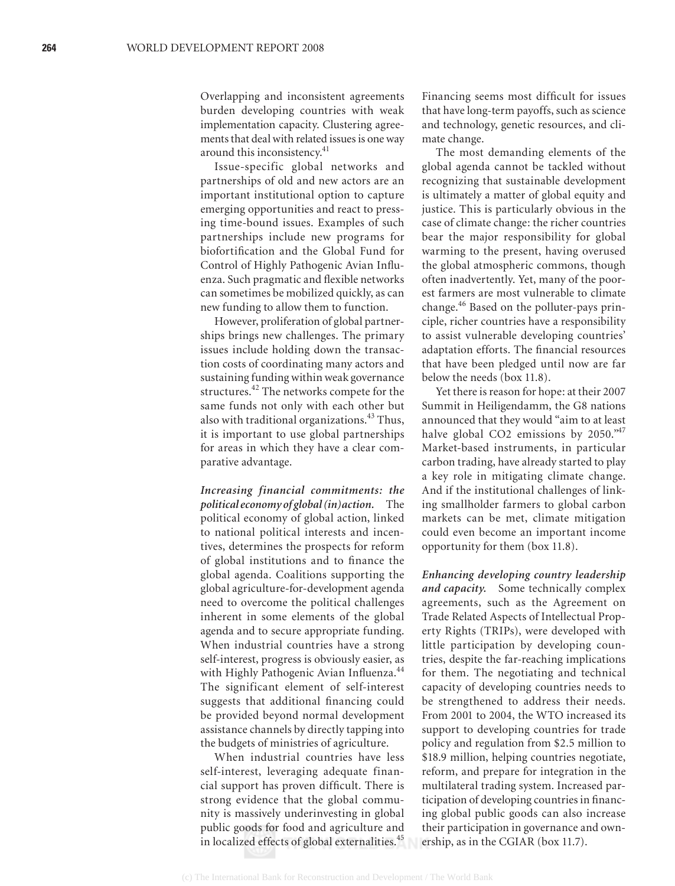Overlapping and inconsistent agreements burden developing countries with weak implementation capacity. Clustering agreements that deal with related issues is one way around this inconsistency.[41]

Issue-specific global networks and partnerships of old and new actors are an important institutional option to capture emerging opportunities and react to pressing time-bound issues. Examples of such partnerships include new programs for biofortification and the Global Fund for Control of Highly Pathogenic Avian Influenza. Such pragmatic and flexible networks can sometimes be mobilized quickly, as can new funding to allow them to function.

However, proliferation of global partnerships brings new challenges. The primary issues include holding down the transaction costs of coordinating many actors and sustaining funding within weak governance structures.[42] The networks compete for the same funds not only with each other but also with traditional organizations.[43] Thus, it is important to use global partnerships for areas in which they have a clear comparative advantage.

***Increasing financial commitments: the political economy of global (in)action.*** The political economy of global action, linked to national political interests and incentives, determines the prospects for reform of global institutions and to finance the global agenda. Coalitions supporting the global agriculture-for-development agenda need to overcome the political challenges inherent in some elements of the global agenda and to secure appropriate funding. When industrial countries have a strong self-interest, progress is obviously easier, as with Highly Pathogenic Avian Influenza.[44] The significant element of self-interest suggests that additional financing could be provided beyond normal development assistance channels by directly tapping into the budgets of ministries of agriculture.

When industrial countries have less self-interest, leveraging adequate financial support has proven difficult. There is strong evidence that the global community is massively underinvesting in global public goods for food and agriculture and in localized effects of global externalities.[45] Financing seems most difficult for issues that have long-term payoffs, such as science and technology, genetic resources, and climate change.

The most demanding elements of the global agenda cannot be tackled without recognizing that sustainable development is ultimately a matter of global equity and justice. This is particularly obvious in the case of climate change: the richer countries bear the major responsibility for global warming to the present, having overused the global atmospheric commons, though often inadvertently. Yet, many of the poorest farmers are most vulnerable to climate change.[46] Based on the polluter-pays principle, richer countries have a responsibility to assist vulnerable developing countries' adaptation efforts. The financial resources that have been pledged until now are far below the needs (box 11.8).

Yet there is reason for hope: at their 2007 Summit in Heiligendamm, the G8 nations announced that they would "aim to at least halve global $CO_2$ emissions by 2050."[47] Market-based instruments, in particular carbon trading, have already started to play a key role in mitigating climate change. And if the institutional challenges of linking smallholder farmers to global carbon markets can be met, climate mitigation could even become an important income opportunity for them (box 11.8).

***Enhancing developing country leadership and capacity.*** Some technically complex agreements, such as the Agreement on Trade Related Aspects of Intellectual Property Rights (TRIPs), were developed with little participation by developing countries, despite the far-reaching implications for them. The negotiating and technical capacity of developing countries needs to be strengthened to address their needs. From 2001 to 2004, the WTO increased its support to developing countries for trade policy and regulation from \$2.5 million to \$18.9 million, helping countries negotiate, reform, and prepare for integration in the multilateral trading system. Increased participation of developing countries in financing global public goods can also increase their participation in governance and ownership, as in the CGIAR (box 11.7).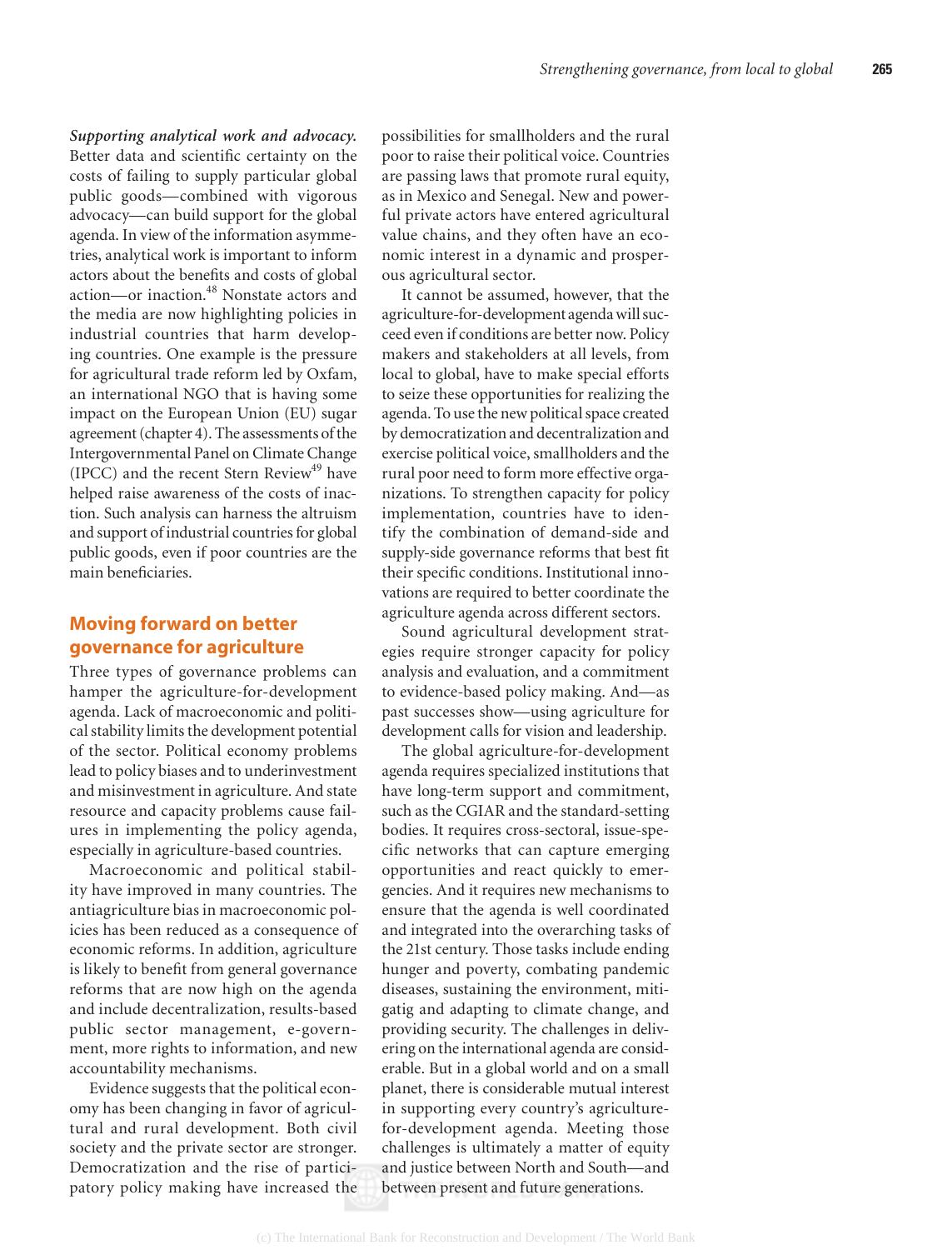***Supporting analytical work and advocacy.*** Better data and scientific certainty on the costs of failing to supply particular global public goods—combined with vigorous advocacy—can build support for the global agenda. In view of the information asymmetries, analytical work is important to inform actors about the benefits and costs of global action—or inaction.[48] Nonstate actors and the media are now highlighting policies in industrial countries that harm developing countries. One example is the pressure for agricultural trade reform led by Oxfam, an international NGO that is having some impact on the European Union (EU) sugar agreement (chapter 4). The assessments of the Intergovernmental Panel on Climate Change (IPCC) and the recent Stern Review[49] have helped raise awareness of the costs of inaction. Such analysis can harness the altruism and support of industrial countries for global public goods, even if poor countries are the main beneficiaries.

## Moving forward on better governance for agriculture

Three types of governance problems can hamper the agriculture-for-development agenda. Lack of macroeconomic and political stability limits the development potential of the sector. Political economy problems lead to policy biases and to underinvestment and misinvestment in agriculture. And state resource and capacity problems cause failures in implementing the policy agenda, especially in agriculture-based countries.

Macroeconomic and political stability have improved in many countries. The antiagriculture bias in macroeconomic policies has been reduced as a consequence of economic reforms. In addition, agriculture is likely to benefit from general governance reforms that are now high on the agenda and include decentralization, results-based public sector management, e-government, more rights to information, and new accountability mechanisms.

Evidence suggests that the political economy has been changing in favor of agricultural and rural development. Both civil society and the private sector are stronger. Democratization and the rise of participatory policy making have increased the possibilities for smallholders and the rural poor to raise their political voice. Countries are passing laws that promote rural equity, as in Mexico and Senegal. New and powerful private actors have entered agricultural value chains, and they often have an economic interest in a dynamic and prosperous agricultural sector.

It cannot be assumed, however, that the agriculture-for-development agenda will succeed even if conditions are better now. Policy makers and stakeholders at all levels, from local to global, have to make special efforts to seize these opportunities for realizing the agenda. To use the new political space created by democratization and decentralization and exercise political voice, smallholders and the rural poor need to form more effective organizations. To strengthen capacity for policy implementation, countries have to identify the combination of demand-side and supply-side governance reforms that best fit their specific conditions. Institutional innovations are required to better coordinate the agriculture agenda across different sectors.

Sound agricultural development strategies require stronger capacity for policy analysis and evaluation, and a commitment to evidence-based policy making. And—as past successes show—using agriculture for development calls for vision and leadership.

The global agriculture-for-development agenda requires specialized institutions that have long-term support and commitment, such as the CGIAR and the standard-setting bodies. It requires cross-sectoral, issue-specific networks that can capture emerging opportunities and react quickly to emergencies. And it requires new mechanisms to ensure that the agenda is well coordinated and integrated into the overarching tasks of the 21st century. Those tasks include ending hunger and poverty, combating pandemic diseases, sustaining the environment, mitigatig and adapting to climate change, and providing security. The challenges in delivering on the international agenda are considerable. But in a global world and on a small planet, there is considerable mutual interest in supporting every country's agriculture-for-development agenda. Meeting those challenges is ultimately a matter of equity and justice between North and South—and between present and future generations.